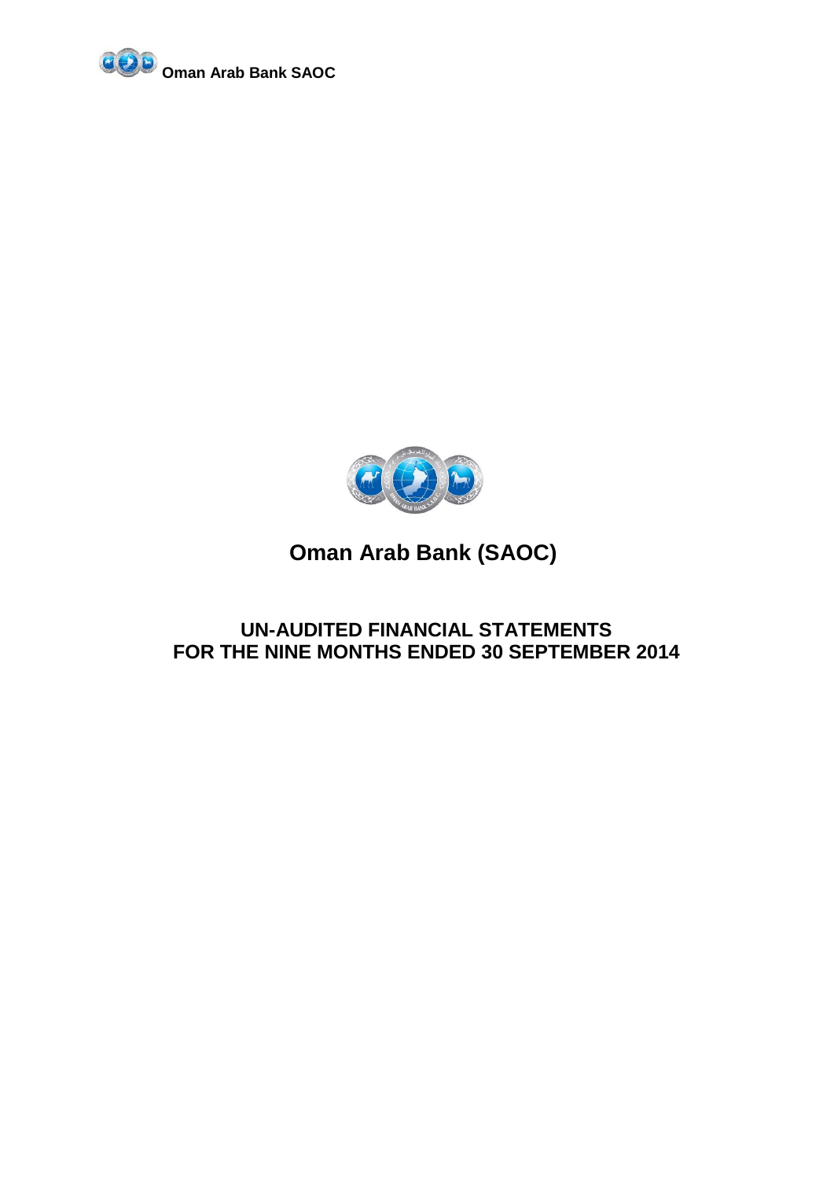# Oman Arab Bank (SAOC)

## UN-AUDITED FINANCIAL STATEMENTS
## FOR THE NINE MONTHS ENDED 30 SEPTEMBER 2014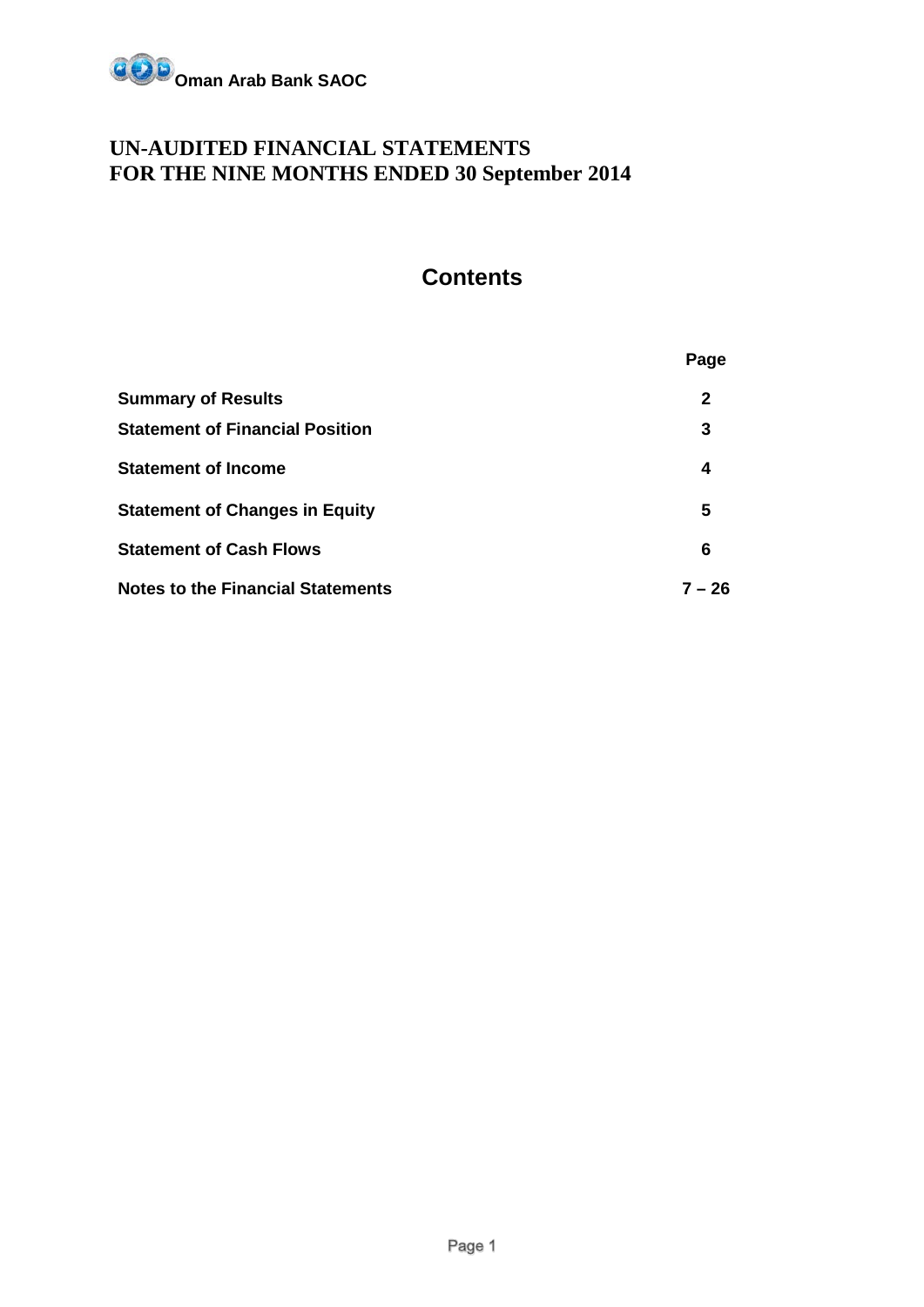**Oman Arab Bank SAOC**

# UN-AUDITED FINANCIAL STATEMENTS
# FOR THE NINE MONTHS ENDED 30 September 2014

## Contents

| | Page |
|---|---|
| **Summary of Results** | **2** |
| **Statement of Financial Position** | **3** |
| **Statement of Income** | **4** |
| **Statement of Changes in Equity** | **5** |
| **Statement of Cash Flows** | **6** |
| **Notes to the Financial Statements** | **7 – 26** |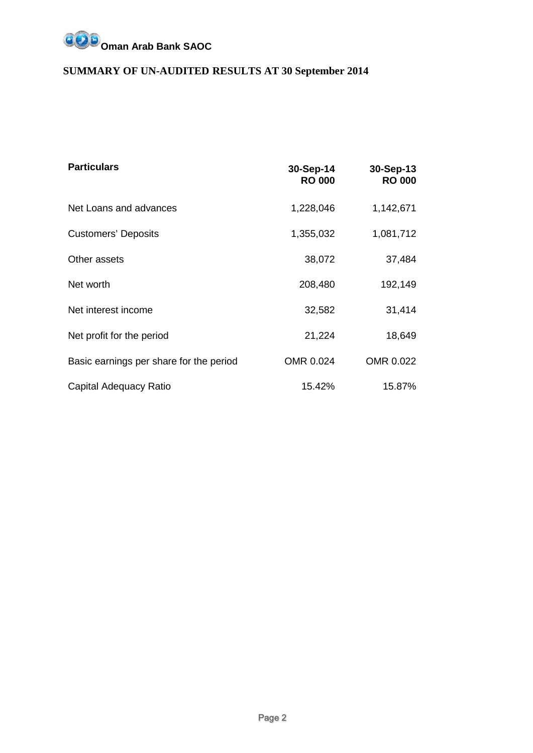**Oman Arab Bank SAOC**

## SUMMARY OF UN-AUDITED RESULTS AT 30 September 2014

| Particulars | 30-Sep-14 RO 000 | 30-Sep-13 RO 000 |
|---|---|---|
| Net Loans and advances | 1,228,046 | 1,142,671 |
| Customers' Deposits | 1,355,032 | 1,081,712 |
| Other assets | 38,072 | 37,484 |
| Net worth | 208,480 | 192,149 |
| Net interest income | 32,582 | 31,414 |
| Net profit for the period | 21,224 | 18,649 |
| Basic earnings per share for the period | OMR 0.024 | OMR 0.022 |
| Capital Adequacy Ratio | 15.42% | 15.87% |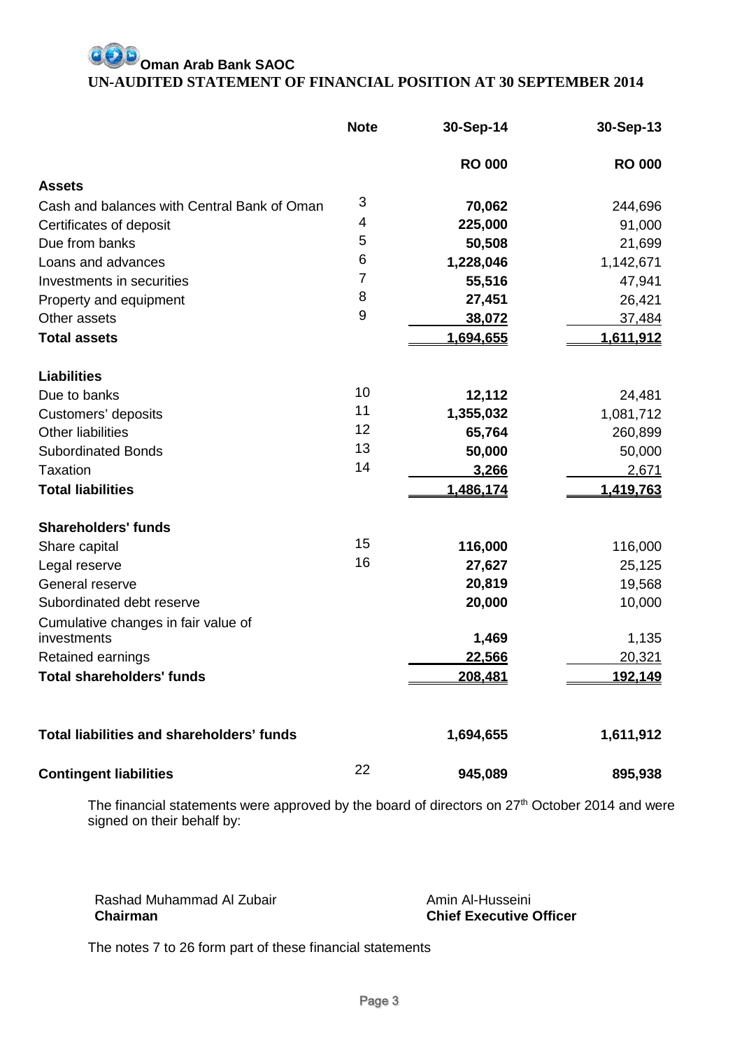**Oman Arab Bank SAOC**

# UN-AUDITED STATEMENT OF FINANCIAL POSITION AT 30 SEPTEMBER 2014

| | Note | 30-Sep-14 | 30-Sep-13 |
|---|---|---|---|
| | | **RO 000** | **RO 000** |
| **Assets** | | | |
| Cash and balances with Central Bank of Oman | 3 | **70,062** | 244,696 |
| Certificates of deposit | 4 | **225,000** | 91,000 |
| Due from banks | 5 | **50,508** | 21,699 |
| Loans and advances | 6 | **1,228,046** | 1,142,671 |
| Investments in securities | 7 | **55,516** | 47,941 |
| Property and equipment | 8 | **27,451** | 26,421 |
| Other assets | 9 | **38,072** | 37,484 |
| **Total assets** | | **1,694,655** | **1,611,912** |
| **Liabilities** | | | |
| Due to banks | 10 | **12,112** | 24,481 |
| Customers' deposits | 11 | **1,355,032** | 1,081,712 |
| Other liabilities | 12 | **65,764** | 260,899 |
| Subordinated Bonds | 13 | **50,000** | 50,000 |
| Taxation | 14 | **3,266** | 2,671 |
| **Total liabilities** | | **1,486,174** | **1,419,763** |
| **Shareholders' funds** | | | |
| Share capital | 15 | **116,000** | 116,000 |
| Legal reserve | 16 | **27,627** | 25,125 |
| General reserve | | **20,819** | 19,568 |
| Subordinated debt reserve | | **20,000** | 10,000 |
| Cumulative changes in fair value of investments | | **1,469** | 1,135 |
| Retained earnings | | **22,566** | 20,321 |
| **Total shareholders' funds** | | **208,481** | **192,149** |
| **Total liabilities and shareholders' funds** | | **1,694,655** | **1,611,912** |
| **Contingent liabilities** | 22 | **945,089** | **895,938** |

The financial statements were approved by the board of directors on 27th October 2014 and were signed on their behalf by:

Rashad Muhammad Al Zubair
**Chairman**

Amin Al-Husseini
**Chief Executive Officer**

The notes 7 to 26 form part of these financial statements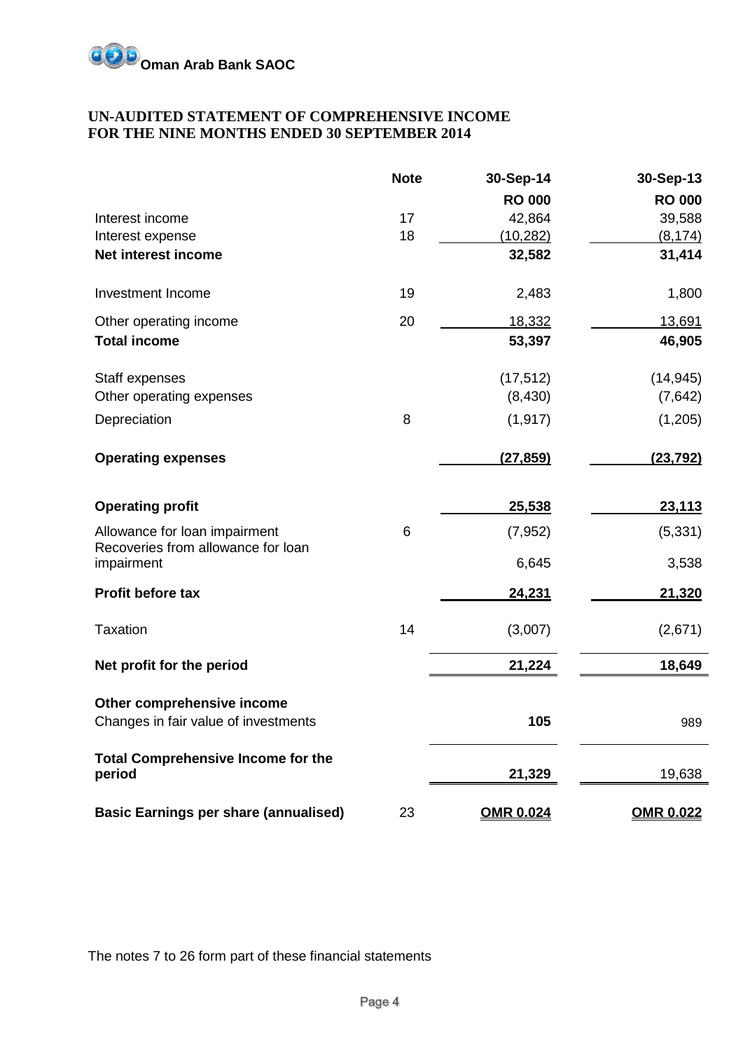**Oman Arab Bank SAOC**

**UN-AUDITED STATEMENT OF COMPREHENSIVE INCOME**
**FOR THE NINE MONTHS ENDED 30 SEPTEMBER 2014**

| | Note | 30-Sep-14 | 30-Sep-13 |
|---|---|---|---|
| | | **RO 000** | **RO 000** |
| Interest income | 17 | 42,864 | 39,588 |
| Interest expense | 18 | (10,282) | (8,174) |
| **Net interest income** | | **32,582** | **31,414** |
| Investment Income | 19 | 2,483 | 1,800 |
| Other operating income | 20 | 18,332 | 13,691 |
| **Total income** | | **53,397** | **46,905** |
| Staff expenses | | (17,512) | (14,945) |
| Other operating expenses | | (8,430) | (7,642) |
| Depreciation | 8 | (1,917) | (1,205) |
| **Operating expenses** | | **(27,859)** | **(23,792)** |
| **Operating profit** | | **25,538** | **23,113** |
| Allowance for loan impairment | 6 | (7,952) | (5,331) |
| Recoveries from allowance for loan impairment | | 6,645 | 3,538 |
| **Profit before tax** | | **24,231** | **21,320** |
| Taxation | 14 | (3,007) | (2,671) |
| **Net profit for the period** | | **21,224** | **18,649** |
| **Other comprehensive income** | | | |
| Changes in fair value of investments | | **105** | 989 |
| **Total Comprehensive Income for the period** | | **21,329** | 19,638 |
| **Basic Earnings per share (annualised)** | 23 | **OMR 0.024** | **OMR 0.022** |

The notes 7 to 26 form part of these financial statements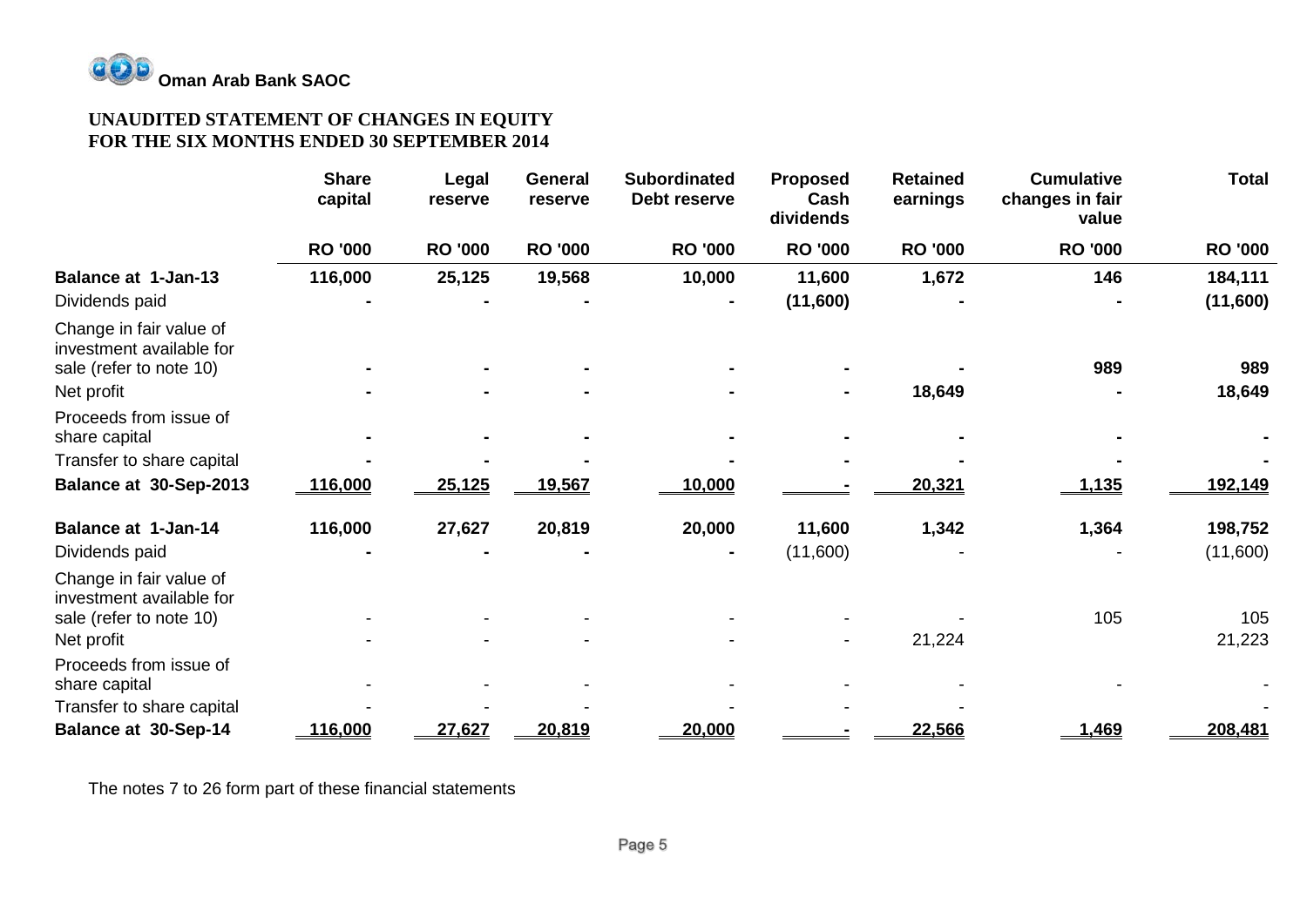**Oman Arab Bank SAOC**

## UNAUDITED STATEMENT OF CHANGES IN EQUITY
## FOR THE SIX MONTHS ENDED 30 SEPTEMBER 2014

| | Share capital | Legal reserve | General reserve | Subordinated Debt reserve | Proposed Cash dividends | Retained earnings | Cumulative changes in fair value | Total |
|---|---|---|---|---|---|---|---|---|
| | RO '000 | RO '000 | RO '000 | RO '000 | RO '000 | RO '000 | RO '000 | RO '000 |
| **Balance at 1-Jan-13** | **116,000** | **25,125** | **19,568** | **10,000** | **11,600** | **1,672** | **146** | **184,111** |
| Dividends paid | **-** | **-** | **-** | **-** | **(11,600)** | **-** | **-** | **(11,600)** |
| Change in fair value of investment available for sale (refer to note 10) | **-** | **-** | **-** | **-** | **-** | **-** | **989** | **989** |
| Net profit | **-** | **-** | **-** | **-** | **-** | **18,649** | **-** | **18,649** |
| Proceeds from issue of share capital | **-** | **-** | **-** | **-** | **-** | **-** | **-** | **-** |
| Transfer to share capital | **-** | **-** | **-** | **-** | **-** | **-** | **-** | **-** |
| **Balance at 30-Sep-2013** | **116,000** | **25,125** | **19,567** | **10,000** | **-** | **20,321** | **1,135** | **192,149** |
| **Balance at 1-Jan-14** | **116,000** | **27,627** | **20,819** | **20,000** | **11,600** | **1,342** | **1,364** | **198,752** |
| Dividends paid | **-** | **-** | **-** | **-** | (11,600) | - | - | (11,600) |
| Change in fair value of investment available for sale (refer to note 10) | - | - | - | - | - | - | 105 | 105 |
| Net profit | - | - | - | - | - | 21,224 | | 21,223 |
| Proceeds from issue of share capital | - | - | - | - | - | - | - | - |
| Transfer to share capital | - | - | - | - | - | - | | - |
| **Balance at 30-Sep-14** | **116,000** | **27,627** | **20,819** | **20,000** | **-** | **22,566** | **1,469** | **208,481** |

The notes 7 to 26 form part of these financial statements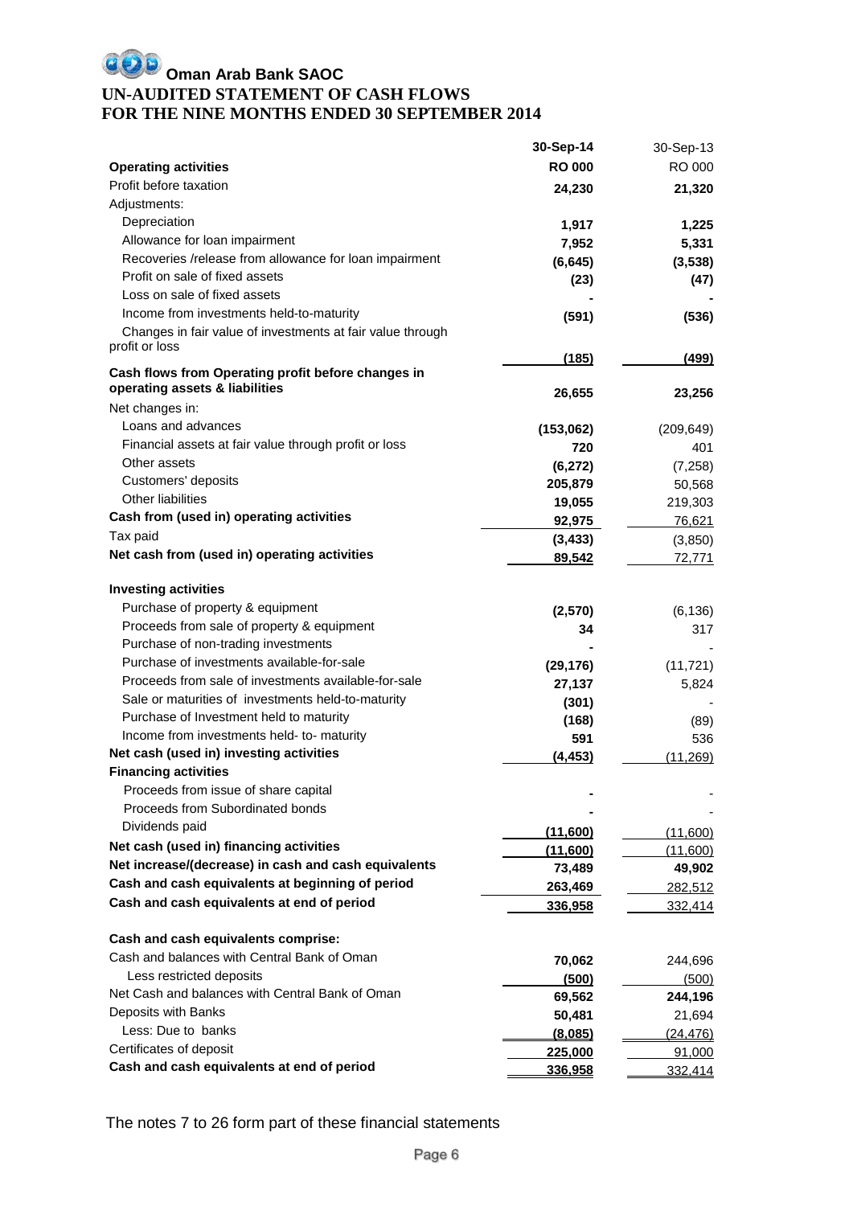# Oman Arab Bank SAOC

## UN-AUDITED STATEMENT OF CASH FLOWS
## FOR THE NINE MONTHS ENDED 30 SEPTEMBER 2014

| | 30-Sep-14 | 30-Sep-13 |
|---|---|---|
| **Operating activities** | **RO 000** | RO 000 |
| Profit before taxation | **24,230** | **21,320** |
| Adjustments: | | |
| Depreciation | **1,917** | **1,225** |
| Allowance for loan impairment | **7,952** | **5,331** |
| Recoveries /release from allowance for loan impairment | **(6,645)** | **(3,538)** |
| Profit on sale of fixed assets | **(23)** | **(47)** |
| Loss on sale of fixed assets | **-** | **-** |
| Income from investments held-to-maturity | **(591)** | **(536)** |
| Changes in fair value of investments at fair value through profit or loss | **(185)** | **(499)** |
| **Cash flows from Operating profit before changes in operating assets & liabilities** | **26,655** | **23,256** |
| Net changes in: | | |
| Loans and advances | **(153,062)** | (209,649) |
| Financial assets at fair value through profit or loss | **720** | 401 |
| Other assets | **(6,272)** | (7,258) |
| Customers' deposits | **205,879** | 50,568 |
| Other liabilities | **19,055** | 219,303 |
| **Cash from (used in) operating activities** | **92,975** | 76,621 |
| Tax paid | **(3,433)** | (3,850) |
| **Net cash from (used in) operating activities** | **89,542** | 72,771 |
| **Investing activities** | | |
| Purchase of property & equipment | **(2,570)** | (6,136) |
| Proceeds from sale of property & equipment | **34** | 317 |
| Purchase of non-trading investments | **-** | - |
| Purchase of investments available-for-sale | **(29,176)** | (11,721) |
| Proceeds from sale of investments available-for-sale | **27,137** | 5,824 |
| Sale or maturities of investments held-to-maturity | **(301)** | - |
| Purchase of Investment held to maturity | **(168)** | (89) |
| Income from investments held- to- maturity | **591** | 536 |
| **Net cash (used in) investing activities** | **(4,453)** | (11,269) |
| **Financing activities** | | |
| Proceeds from issue of share capital | **-** | - |
| Proceeds from Subordinated bonds | **-** | - |
| Dividends paid | **(11,600)** | (11,600) |
| **Net cash (used in) financing activities** | **(11,600)** | (11,600) |
| **Net increase/(decrease) in cash and cash equivalents** | **73,489** | **49,902** |
| **Cash and cash equivalents at beginning of period** | **263,469** | 282,512 |
| **Cash and cash equivalents at end of period** | **336,958** | 332,414 |
| | | |
| **Cash and cash equivalents comprise:** | | |
| Cash and balances with Central Bank of Oman | **70,062** | 244,696 |
| Less restricted deposits | **(500)** | (500) |
| Net Cash and balances with Central Bank of Oman | **69,562** | **244,196** |
| Deposits with Banks | **50,481** | 21,694 |
| Less: Due to banks | **(8,085)** | (24,476) |
| Certificates of deposit | **225,000** | 91,000 |
| **Cash and cash equivalents at end of period** | **336,958** | 332,414 |

The notes 7 to 26 form part of these financial statements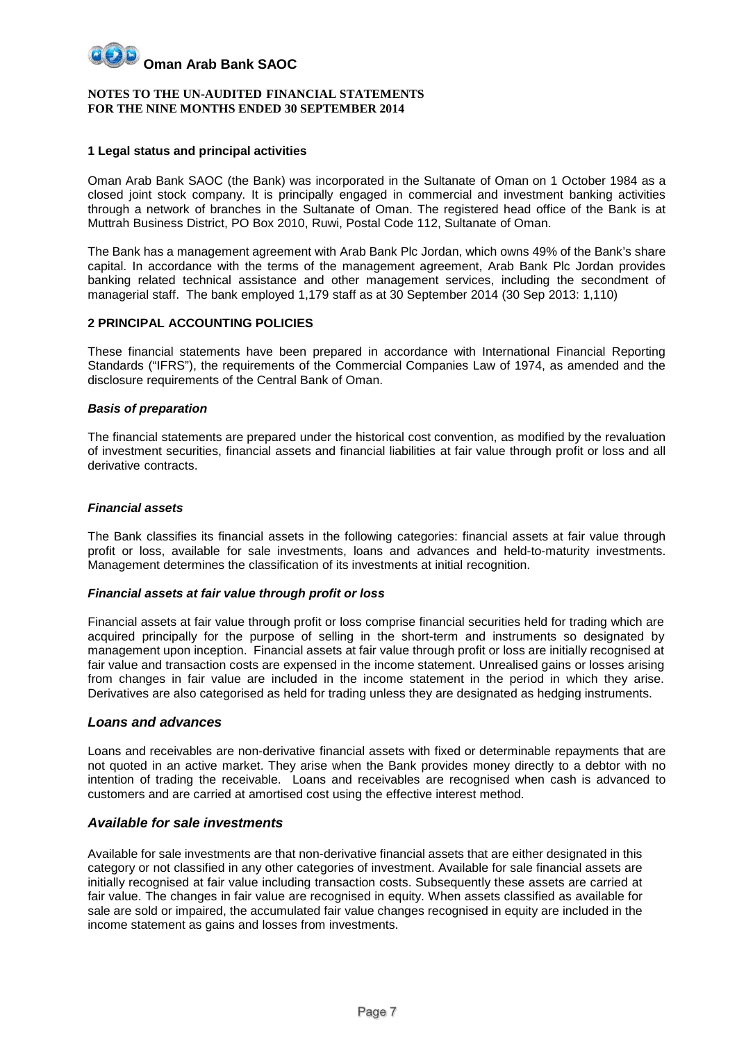# Oman Arab Bank SAOC

**NOTES TO THE UN-AUDITED FINANCIAL STATEMENTS**
**FOR THE NINE MONTHS ENDED 30 SEPTEMBER 2014**

## 1 Legal status and principal activities

Oman Arab Bank SAOC (the Bank) was incorporated in the Sultanate of Oman on 1 October 1984 as a closed joint stock company. It is principally engaged in commercial and investment banking activities through a network of branches in the Sultanate of Oman. The registered head office of the Bank is at Muttrah Business District, PO Box 2010, Ruwi, Postal Code 112, Sultanate of Oman.

The Bank has a management agreement with Arab Bank Plc Jordan, which owns 49% of the Bank's share capital. In accordance with the terms of the management agreement, Arab Bank Plc Jordan provides banking related technical assistance and other management services, including the secondment of managerial staff. The bank employed 1,179 staff as at 30 September 2014 (30 Sep 2013: 1,110)

## 2 PRINCIPAL ACCOUNTING POLICIES

These financial statements have been prepared in accordance with International Financial Reporting Standards ("IFRS"), the requirements of the Commercial Companies Law of 1974, as amended and the disclosure requirements of the Central Bank of Oman.

### *Basis of preparation*

The financial statements are prepared under the historical cost convention, as modified by the revaluation of investment securities, financial assets and financial liabilities at fair value through profit or loss and all derivative contracts.

### *Financial assets*

The Bank classifies its financial assets in the following categories: financial assets at fair value through profit or loss, available for sale investments, loans and advances and held-to-maturity investments. Management determines the classification of its investments at initial recognition.

### *Financial assets at fair value through profit or loss*

Financial assets at fair value through profit or loss comprise financial securities held for trading which are acquired principally for the purpose of selling in the short-term and instruments so designated by management upon inception. Financial assets at fair value through profit or loss are initially recognised at fair value and transaction costs are expensed in the income statement. Unrealised gains or losses arising from changes in fair value are included in the income statement in the period in which they arise. Derivatives are also categorised as held for trading unless they are designated as hedging instruments.

### *Loans and advances*

Loans and receivables are non-derivative financial assets with fixed or determinable repayments that are not quoted in an active market. They arise when the Bank provides money directly to a debtor with no intention of trading the receivable. Loans and receivables are recognised when cash is advanced to customers and are carried at amortised cost using the effective interest method.

### *Available for sale investments*

Available for sale investments are that non-derivative financial assets that are either designated in this category or not classified in any other categories of investment. Available for sale financial assets are initially recognised at fair value including transaction costs. Subsequently these assets are carried at fair value. The changes in fair value are recognised in equity. When assets classified as available for sale are sold or impaired, the accumulated fair value changes recognised in equity are included in the income statement as gains and losses from investments.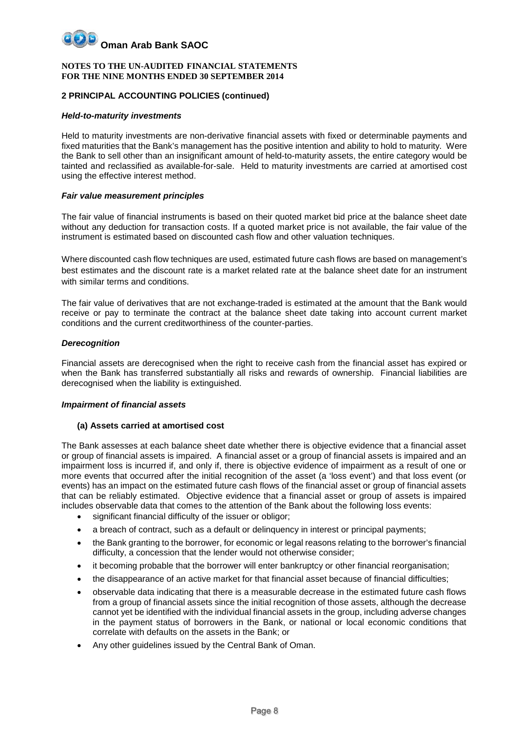## 2 PRINCIPAL ACCOUNTING POLICIES (continued)

### *Held-to-maturity investments*

Held to maturity investments are non-derivative financial assets with fixed or determinable payments and fixed maturities that the Bank's management has the positive intention and ability to hold to maturity. Were the Bank to sell other than an insignificant amount of held-to-maturity assets, the entire category would be tainted and reclassified as available-for-sale. Held to maturity investments are carried at amortised cost using the effective interest method.

### *Fair value measurement principles*

The fair value of financial instruments is based on their quoted market bid price at the balance sheet date without any deduction for transaction costs. If a quoted market price is not available, the fair value of the instrument is estimated based on discounted cash flow and other valuation techniques.

Where discounted cash flow techniques are used, estimated future cash flows are based on management's best estimates and the discount rate is a market related rate at the balance sheet date for an instrument with similar terms and conditions.

The fair value of derivatives that are not exchange-traded is estimated at the amount that the Bank would receive or pay to terminate the contract at the balance sheet date taking into account current market conditions and the current creditworthiness of the counter-parties.

### *Derecognition*

Financial assets are derecognised when the right to receive cash from the financial asset has expired or when the Bank has transferred substantially all risks and rewards of ownership. Financial liabilities are derecognised when the liability is extinguished.

### *Impairment of financial assets*

**(a) Assets carried at amortised cost**

The Bank assesses at each balance sheet date whether there is objective evidence that a financial asset or group of financial assets is impaired. A financial asset or a group of financial assets is impaired and an impairment loss is incurred if, and only if, there is objective evidence of impairment as a result of one or more events that occurred after the initial recognition of the asset (a 'loss event') and that loss event (or events) has an impact on the estimated future cash flows of the financial asset or group of financial assets that can be reliably estimated. Objective evidence that a financial asset or group of assets is impaired includes observable data that comes to the attention of the Bank about the following loss events:

- significant financial difficulty of the issuer or obligor;
- a breach of contract, such as a default or delinquency in interest or principal payments;
- the Bank granting to the borrower, for economic or legal reasons relating to the borrower's financial difficulty, a concession that the lender would not otherwise consider;
- it becoming probable that the borrower will enter bankruptcy or other financial reorganisation;
- the disappearance of an active market for that financial asset because of financial difficulties;
- observable data indicating that there is a measurable decrease in the estimated future cash flows from a group of financial assets since the initial recognition of those assets, although the decrease cannot yet be identified with the individual financial assets in the group, including adverse changes in the payment status of borrowers in the Bank, or national or local economic conditions that correlate with defaults on the assets in the Bank; or
- Any other guidelines issued by the Central Bank of Oman.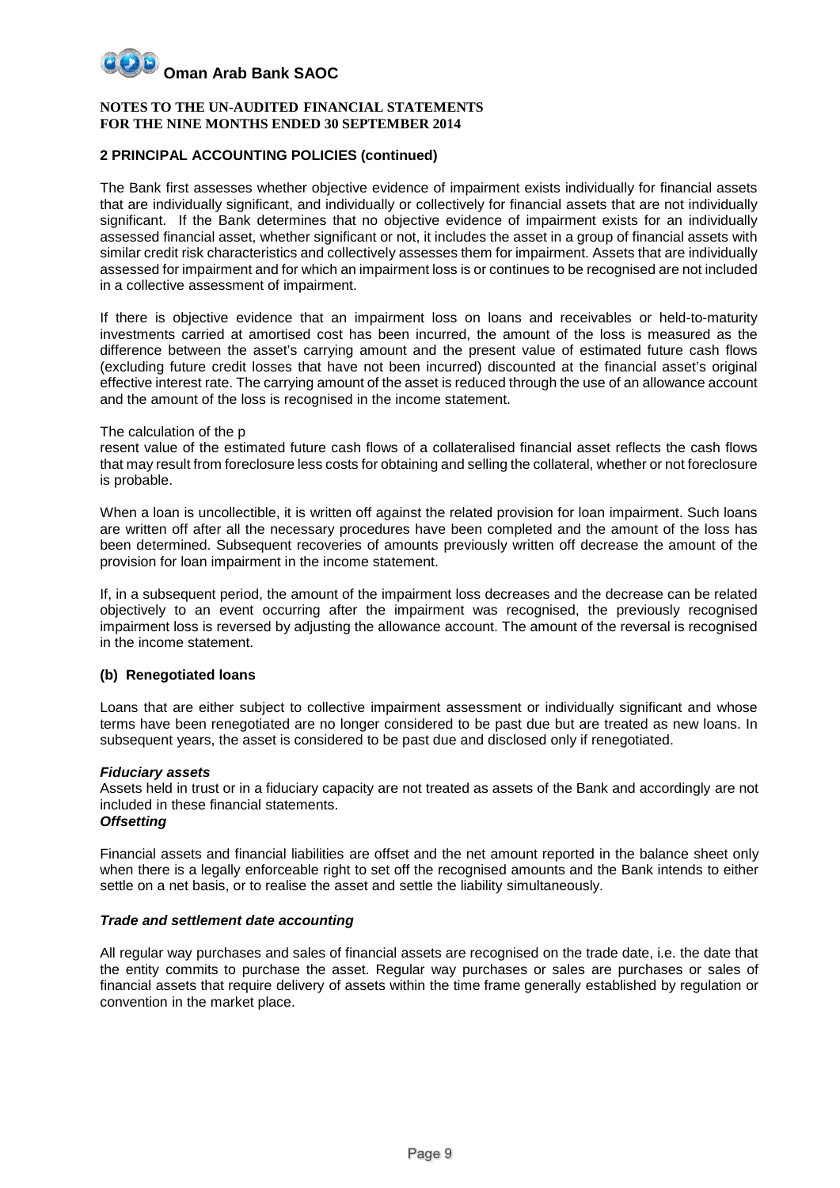**NOTES TO THE UN-AUDITED FINANCIAL STATEMENTS**
**FOR THE NINE MONTHS ENDED 30 SEPTEMBER 2014**

## 2 PRINCIPAL ACCOUNTING POLICIES (continued)

The Bank first assesses whether objective evidence of impairment exists individually for financial assets that are individually significant, and individually or collectively for financial assets that are not individually significant. If the Bank determines that no objective evidence of impairment exists for an individually assessed financial asset, whether significant or not, it includes the asset in a group of financial assets with similar credit risk characteristics and collectively assesses them for impairment. Assets that are individually assessed for impairment and for which an impairment loss is or continues to be recognised are not included in a collective assessment of impairment.

If there is objective evidence that an impairment loss on loans and receivables or held-to-maturity investments carried at amortised cost has been incurred, the amount of the loss is measured as the difference between the asset's carrying amount and the present value of estimated future cash flows (excluding future credit losses that have not been incurred) discounted at the financial asset's original effective interest rate. The carrying amount of the asset is reduced through the use of an allowance account and the amount of the loss is recognised in the income statement.

The calculation of the p
resent value of the estimated future cash flows of a collateralised financial asset reflects the cash flows that may result from foreclosure less costs for obtaining and selling the collateral, whether or not foreclosure is probable.

When a loan is uncollectible, it is written off against the related provision for loan impairment. Such loans are written off after all the necessary procedures have been completed and the amount of the loss has been determined. Subsequent recoveries of amounts previously written off decrease the amount of the provision for loan impairment in the income statement.

If, in a subsequent period, the amount of the impairment loss decreases and the decrease can be related objectively to an event occurring after the impairment was recognised, the previously recognised impairment loss is reversed by adjusting the allowance account. The amount of the reversal is recognised in the income statement.

### (b) Renegotiated loans

Loans that are either subject to collective impairment assessment or individually significant and whose terms have been renegotiated are no longer considered to be past due but are treated as new loans. In subsequent years, the asset is considered to be past due and disclosed only if renegotiated.

***Fiduciary assets***

Assets held in trust or in a fiduciary capacity are not treated as assets of the Bank and accordingly are not included in these financial statements.

***Offsetting***

Financial assets and financial liabilities are offset and the net amount reported in the balance sheet only when there is a legally enforceable right to set off the recognised amounts and the Bank intends to either settle on a net basis, or to realise the asset and settle the liability simultaneously.

***Trade and settlement date accounting***

All regular way purchases and sales of financial assets are recognised on the trade date, i.e. the date that the entity commits to purchase the asset. Regular way purchases or sales are purchases or sales of financial assets that require delivery of assets within the time frame generally established by regulation or convention in the market place.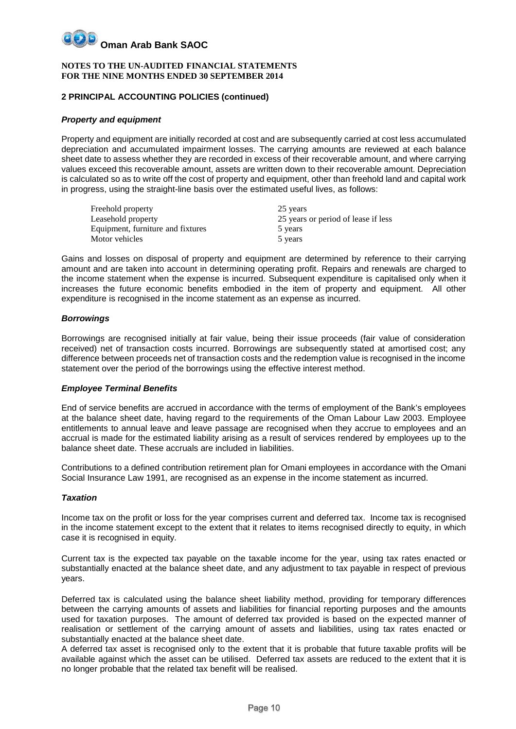**NOTES TO THE UN-AUDITED FINANCIAL STATEMENTS**
**FOR THE NINE MONTHS ENDED 30 SEPTEMBER 2014**

## 2 PRINCIPAL ACCOUNTING POLICIES (continued)

### *Property and equipment*

Property and equipment are initially recorded at cost and are subsequently carried at cost less accumulated depreciation and accumulated impairment losses. The carrying amounts are reviewed at each balance sheet date to assess whether they are recorded in excess of their recoverable amount, and where carrying values exceed this recoverable amount, assets are written down to their recoverable amount. Depreciation is calculated so as to write off the cost of property and equipment, other than freehold land and capital work in progress, using the straight-line basis over the estimated useful lives, as follows:

| | |
|---|---|
| Freehold property | 25 years |
| Leasehold property | 25 years or period of lease if less |
| Equipment, furniture and fixtures | 5 years |
| Motor vehicles | 5 years |

Gains and losses on disposal of property and equipment are determined by reference to their carrying amount and are taken into account in determining operating profit. Repairs and renewals are charged to the income statement when the expense is incurred. Subsequent expenditure is capitalised only when it increases the future economic benefits embodied in the item of property and equipment. All other expenditure is recognised in the income statement as an expense as incurred.

### *Borrowings*

Borrowings are recognised initially at fair value, being their issue proceeds (fair value of consideration received) net of transaction costs incurred. Borrowings are subsequently stated at amortised cost; any difference between proceeds net of transaction costs and the redemption value is recognised in the income statement over the period of the borrowings using the effective interest method.

### *Employee Terminal Benefits*

End of service benefits are accrued in accordance with the terms of employment of the Bank's employees at the balance sheet date, having regard to the requirements of the Oman Labour Law 2003. Employee entitlements to annual leave and leave passage are recognised when they accrue to employees and an accrual is made for the estimated liability arising as a result of services rendered by employees up to the balance sheet date. These accruals are included in liabilities.

Contributions to a defined contribution retirement plan for Omani employees in accordance with the Omani Social Insurance Law 1991, are recognised as an expense in the income statement as incurred.

### *Taxation*

Income tax on the profit or loss for the year comprises current and deferred tax. Income tax is recognised in the income statement except to the extent that it relates to items recognised directly to equity, in which case it is recognised in equity.

Current tax is the expected tax payable on the taxable income for the year, using tax rates enacted or substantially enacted at the balance sheet date, and any adjustment to tax payable in respect of previous years.

Deferred tax is calculated using the balance sheet liability method, providing for temporary differences between the carrying amounts of assets and liabilities for financial reporting purposes and the amounts used for taxation purposes. The amount of deferred tax provided is based on the expected manner of realisation or settlement of the carrying amount of assets and liabilities, using tax rates enacted or substantially enacted at the balance sheet date.
A deferred tax asset is recognised only to the extent that it is probable that future taxable profits will be available against which the asset can be utilised. Deferred tax assets are reduced to the extent that it is no longer probable that the related tax benefit will be realised.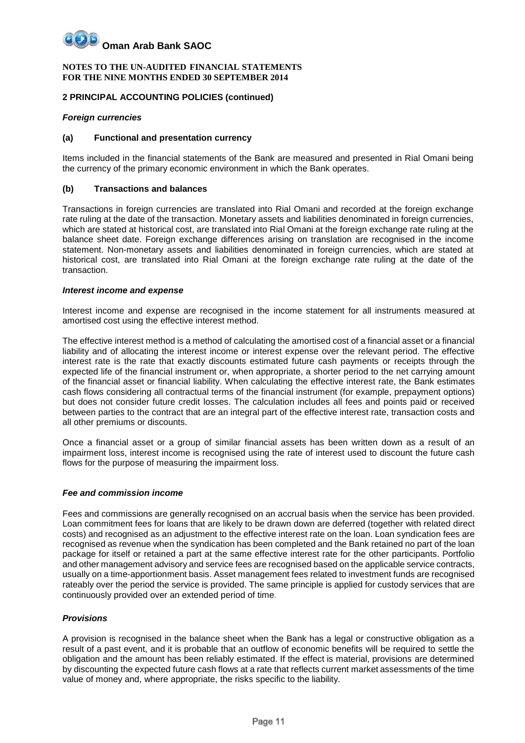**NOTES TO THE UN-AUDITED FINANCIAL STATEMENTS**
**FOR THE NINE MONTHS ENDED 30 SEPTEMBER 2014**

## 2 PRINCIPAL ACCOUNTING POLICIES (continued)

### *Foreign currencies*

#### (a) Functional and presentation currency

Items included in the financial statements of the Bank are measured and presented in Rial Omani being the currency of the primary economic environment in which the Bank operates.

#### (b) Transactions and balances

Transactions in foreign currencies are translated into Rial Omani and recorded at the foreign exchange rate ruling at the date of the transaction. Monetary assets and liabilities denominated in foreign currencies, which are stated at historical cost, are translated into Rial Omani at the foreign exchange rate ruling at the balance sheet date. Foreign exchange differences arising on translation are recognised in the income statement. Non-monetary assets and liabilities denominated in foreign currencies, which are stated at historical cost, are translated into Rial Omani at the foreign exchange rate ruling at the date of the transaction.

### *Interest income and expense*

Interest income and expense are recognised in the income statement for all instruments measured at amortised cost using the effective interest method.

The effective interest method is a method of calculating the amortised cost of a financial asset or a financial liability and of allocating the interest income or interest expense over the relevant period. The effective interest rate is the rate that exactly discounts estimated future cash payments or receipts through the expected life of the financial instrument or, when appropriate, a shorter period to the net carrying amount of the financial asset or financial liability. When calculating the effective interest rate, the Bank estimates cash flows considering all contractual terms of the financial instrument (for example, prepayment options) but does not consider future credit losses. The calculation includes all fees and points paid or received between parties to the contract that are an integral part of the effective interest rate, transaction costs and all other premiums or discounts.

Once a financial asset or a group of similar financial assets has been written down as a result of an impairment loss, interest income is recognised using the rate of interest used to discount the future cash flows for the purpose of measuring the impairment loss.

### *Fee and commission income*

Fees and commissions are generally recognised on an accrual basis when the service has been provided. Loan commitment fees for loans that are likely to be drawn down are deferred (together with related direct costs) and recognised as an adjustment to the effective interest rate on the loan. Loan syndication fees are recognised as revenue when the syndication has been completed and the Bank retained no part of the loan package for itself or retained a part at the same effective interest rate for the other participants. Portfolio and other management advisory and service fees are recognised based on the applicable service contracts, usually on a time-apportionment basis. Asset management fees related to investment funds are recognised rateably over the period the service is provided. The same principle is applied for custody services that are continuously provided over an extended period of time.

### *Provisions*

A provision is recognised in the balance sheet when the Bank has a legal or constructive obligation as a result of a past event, and it is probable that an outflow of economic benefits will be required to settle the obligation and the amount has been reliably estimated. If the effect is material, provisions are determined by discounting the expected future cash flows at a rate that reflects current market assessments of the time value of money and, where appropriate, the risks specific to the liability.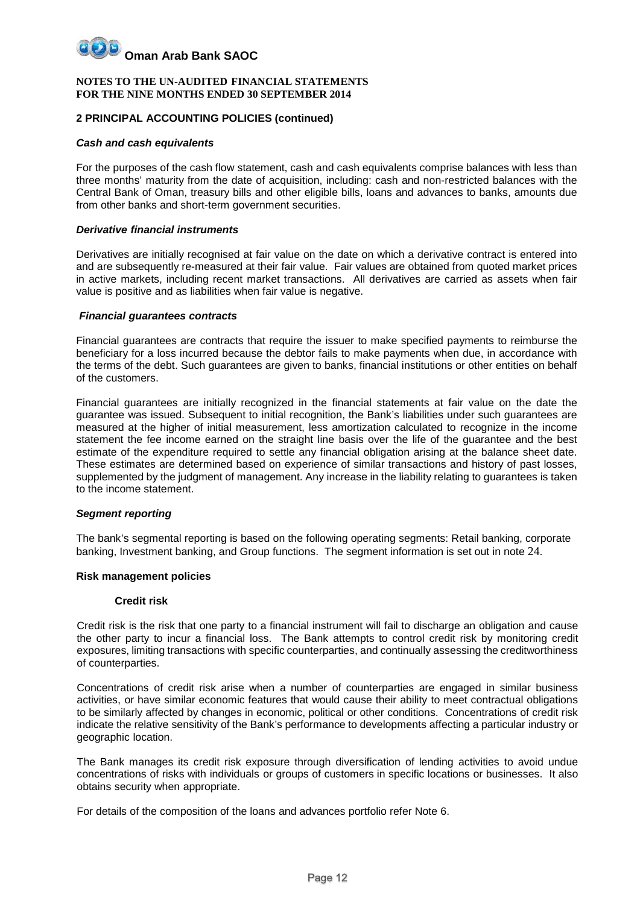**Oman Arab Bank SAOC**

**NOTES TO THE UN-AUDITED FINANCIAL STATEMENTS**
**FOR THE NINE MONTHS ENDED 30 SEPTEMBER 2014**

## 2 PRINCIPAL ACCOUNTING POLICIES (continued)

### *Cash and cash equivalents*

For the purposes of the cash flow statement, cash and cash equivalents comprise balances with less than three months' maturity from the date of acquisition, including: cash and non-restricted balances with the Central Bank of Oman, treasury bills and other eligible bills, loans and advances to banks, amounts due from other banks and short-term government securities.

### *Derivative financial instruments*

Derivatives are initially recognised at fair value on the date on which a derivative contract is entered into and are subsequently re-measured at their fair value. Fair values are obtained from quoted market prices in active markets, including recent market transactions. All derivatives are carried as assets when fair value is positive and as liabilities when fair value is negative.

### *Financial guarantees contracts*

Financial guarantees are contracts that require the issuer to make specified payments to reimburse the beneficiary for a loss incurred because the debtor fails to make payments when due, in accordance with the terms of the debt. Such guarantees are given to banks, financial institutions or other entities on behalf of the customers.

Financial guarantees are initially recognized in the financial statements at fair value on the date the guarantee was issued. Subsequent to initial recognition, the Bank's liabilities under such guarantees are measured at the higher of initial measurement, less amortization calculated to recognize in the income statement the fee income earned on the straight line basis over the life of the guarantee and the best estimate of the expenditure required to settle any financial obligation arising at the balance sheet date. These estimates are determined based on experience of similar transactions and history of past losses, supplemented by the judgment of management. Any increase in the liability relating to guarantees is taken to the income statement.

### *Segment reporting*

The bank's segmental reporting is based on the following operating segments: Retail banking, corporate banking, Investment banking, and Group functions. The segment information is set out in note 24.

### Risk management policies

#### Credit risk

Credit risk is the risk that one party to a financial instrument will fail to discharge an obligation and cause the other party to incur a financial loss. The Bank attempts to control credit risk by monitoring credit exposures, limiting transactions with specific counterparties, and continually assessing the creditworthiness of counterparties.

Concentrations of credit risk arise when a number of counterparties are engaged in similar business activities, or have similar economic features that would cause their ability to meet contractual obligations to be similarly affected by changes in economic, political or other conditions. Concentrations of credit risk indicate the relative sensitivity of the Bank's performance to developments affecting a particular industry or geographic location.

The Bank manages its credit risk exposure through diversification of lending activities to avoid undue concentrations of risks with individuals or groups of customers in specific locations or businesses. It also obtains security when appropriate.

For details of the composition of the loans and advances portfolio refer Note 6.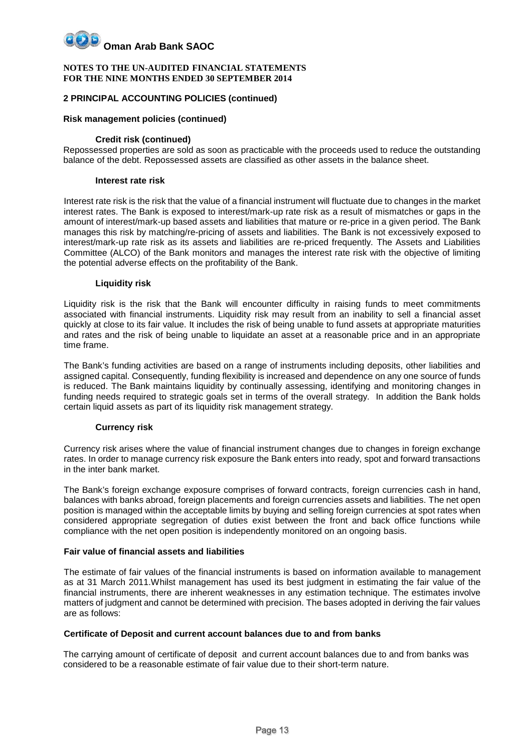**NOTES TO THE UN-AUDITED FINANCIAL STATEMENTS**
**FOR THE NINE MONTHS ENDED 30 SEPTEMBER 2014**

## 2 PRINCIPAL ACCOUNTING POLICIES (continued)

### Risk management policies (continued)

#### Credit risk (continued)

Repossessed properties are sold as soon as practicable with the proceeds used to reduce the outstanding balance of the debt. Repossessed assets are classified as other assets in the balance sheet.

#### Interest rate risk

Interest rate risk is the risk that the value of a financial instrument will fluctuate due to changes in the market interest rates. The Bank is exposed to interest/mark-up rate risk as a result of mismatches or gaps in the amount of interest/mark-up based assets and liabilities that mature or re-price in a given period. The Bank manages this risk by matching/re-pricing of assets and liabilities. The Bank is not excessively exposed to interest/mark-up rate risk as its assets and liabilities are re-priced frequently. The Assets and Liabilities Committee (ALCO) of the Bank monitors and manages the interest rate risk with the objective of limiting the potential adverse effects on the profitability of the Bank.

#### Liquidity risk

Liquidity risk is the risk that the Bank will encounter difficulty in raising funds to meet commitments associated with financial instruments. Liquidity risk may result from an inability to sell a financial asset quickly at close to its fair value. It includes the risk of being unable to fund assets at appropriate maturities and rates and the risk of being unable to liquidate an asset at a reasonable price and in an appropriate time frame.

The Bank's funding activities are based on a range of instruments including deposits, other liabilities and assigned capital. Consequently, funding flexibility is increased and dependence on any one source of funds is reduced. The Bank maintains liquidity by continually assessing, identifying and monitoring changes in funding needs required to strategic goals set in terms of the overall strategy. In addition the Bank holds certain liquid assets as part of its liquidity risk management strategy.

#### Currency risk

Currency risk arises where the value of financial instrument changes due to changes in foreign exchange rates. In order to manage currency risk exposure the Bank enters into ready, spot and forward transactions in the inter bank market.

The Bank's foreign exchange exposure comprises of forward contracts, foreign currencies cash in hand, balances with banks abroad, foreign placements and foreign currencies assets and liabilities. The net open position is managed within the acceptable limits by buying and selling foreign currencies at spot rates when considered appropriate segregation of duties exist between the front and back office functions while compliance with the net open position is independently monitored on an ongoing basis.

### Fair value of financial assets and liabilities

The estimate of fair values of the financial instruments is based on information available to management as at 31 March 2011.Whilst management has used its best judgment in estimating the fair value of the financial instruments, there are inherent weaknesses in any estimation technique. The estimates involve matters of judgment and cannot be determined with precision. The bases adopted in deriving the fair values are as follows:

### Certificate of Deposit and current account balances due to and from banks

The carrying amount of certificate of deposit and current account balances due to and from banks was considered to be a reasonable estimate of fair value due to their short-term nature.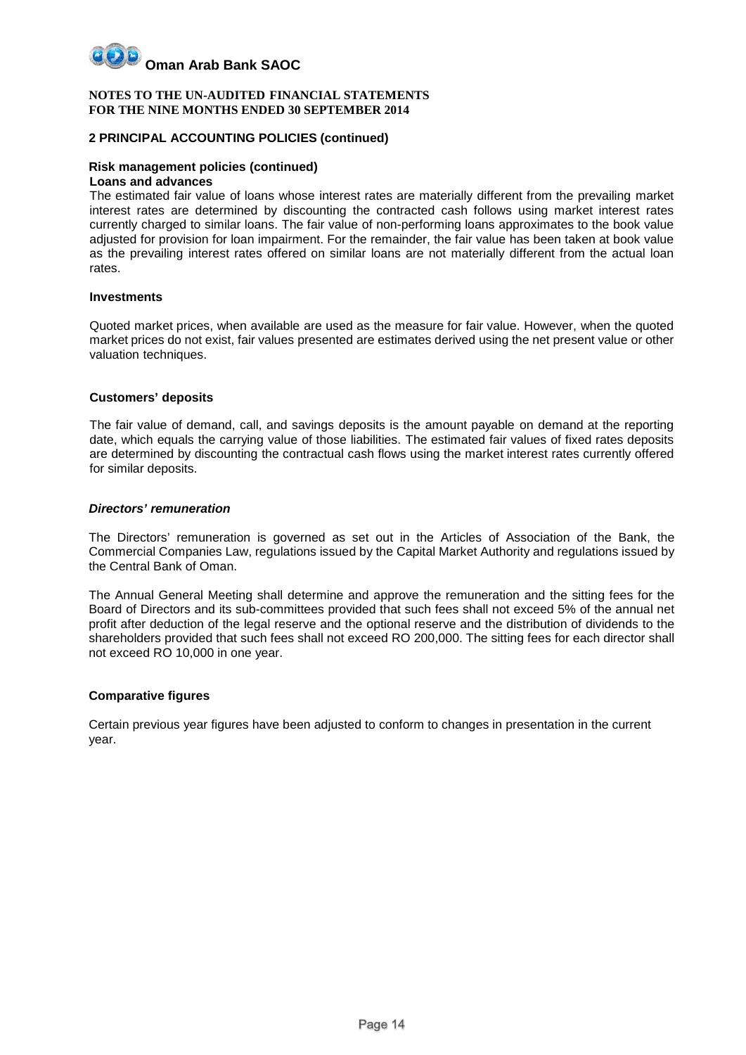## 2 PRINCIPAL ACCOUNTING POLICIES (continued)

### Risk management policies (continued)

**Loans and advances**

The estimated fair value of loans whose interest rates are materially different from the prevailing market interest rates are determined by discounting the contracted cash follows using market interest rates currently charged to similar loans. The fair value of non-performing loans approximates to the book value adjusted for provision for loan impairment. For the remainder, the fair value has been taken at book value as the prevailing interest rates offered on similar loans are not materially different from the actual loan rates.

**Investments**

Quoted market prices, when available are used as the measure for fair value. However, when the quoted market prices do not exist, fair values presented are estimates derived using the net present value or other valuation techniques.

**Customers' deposits**

The fair value of demand, call, and savings deposits is the amount payable on demand at the reporting date, which equals the carrying value of those liabilities. The estimated fair values of fixed rates deposits are determined by discounting the contractual cash flows using the market interest rates currently offered for similar deposits.

***Directors' remuneration***

The Directors' remuneration is governed as set out in the Articles of Association of the Bank, the Commercial Companies Law, regulations issued by the Capital Market Authority and regulations issued by the Central Bank of Oman.

The Annual General Meeting shall determine and approve the remuneration and the sitting fees for the Board of Directors and its sub-committees provided that such fees shall not exceed 5% of the annual net profit after deduction of the legal reserve and the optional reserve and the distribution of dividends to the shareholders provided that such fees shall not exceed RO 200,000. The sitting fees for each director shall not exceed RO 10,000 in one year.

**Comparative figures**

Certain previous year figures have been adjusted to conform to changes in presentation in the current year.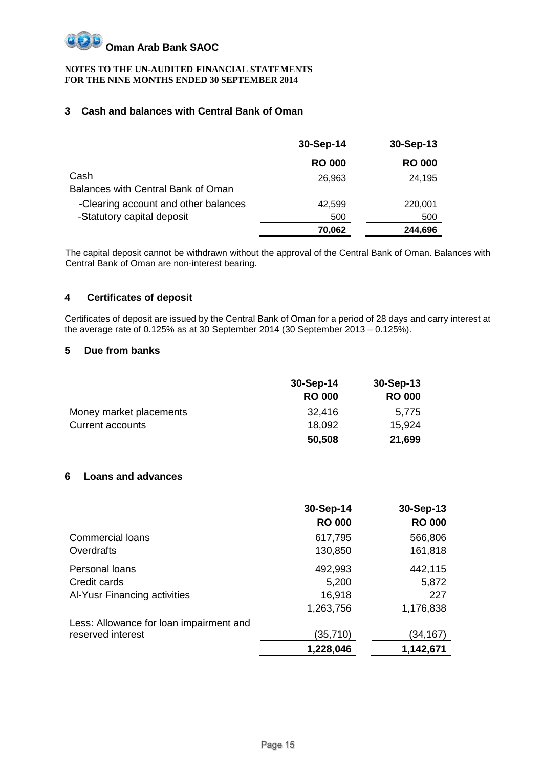**Oman Arab Bank SAOC**

**NOTES TO THE UN-AUDITED FINANCIAL STATEMENTS**
**FOR THE NINE MONTHS ENDED 30 SEPTEMBER 2014**

## 3 Cash and balances with Central Bank of Oman

| | 30-Sep-14 | 30-Sep-13 |
|---|---|---|
| | RO 000 | RO 000 |
| Cash | 26,963 | 24,195 |
| Balances with Central Bank of Oman | | |
| -Clearing account and other balances | 42,599 | 220,001 |
| -Statutory capital deposit | 500 | 500 |
| | **70,062** | **244,696** |

The capital deposit cannot be withdrawn without the approval of the Central Bank of Oman. Balances with Central Bank of Oman are non-interest bearing.

## 4 Certificates of deposit

Certificates of deposit are issued by the Central Bank of Oman for a period of 28 days and carry interest at the average rate of 0.125% as at 30 September 2014 (30 September 2013 – 0.125%).

## 5 Due from banks

| | 30-Sep-14 | 30-Sep-13 |
|---|---|---|
| | RO 000 | RO 000 |
| Money market placements | 32,416 | 5,775 |
| Current accounts | 18,092 | 15,924 |
| | **50,508** | **21,699** |

## 6 Loans and advances

| | 30-Sep-14 | 30-Sep-13 |
|---|---|---|
| | RO 000 | RO 000 |
| Commercial loans | 617,795 | 566,806 |
| Overdrafts | 130,850 | 161,818 |
| Personal loans | 492,993 | 442,115 |
| Credit cards | 5,200 | 5,872 |
| Al-Yusr Financing activities | 16,918 | 227 |
| | 1,263,756 | 1,176,838 |
| Less: Allowance for loan impairment and reserved interest | (35,710) | (34,167) |
| | **1,228,046** | **1,142,671** |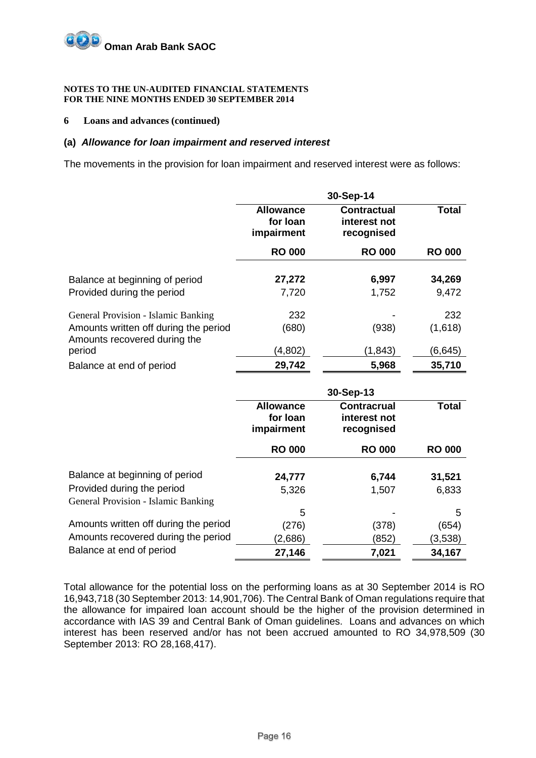**Oman Arab Bank SAOC**

**NOTES TO THE UN-AUDITED FINANCIAL STATEMENTS**
**FOR THE NINE MONTHS ENDED 30 SEPTEMBER 2014**

**6 Loans and advances (continued)**

### (a) *Allowance for loan impairment and reserved interest*

The movements in the provision for loan impairment and reserved interest were as follows:

| | 30-Sep-14 | | |
|---|---|---|---|
| | **Allowance for loan impairment** | **Contractual interest not recognised** | **Total** |
| | **RO 000** | **RO 000** | **RO 000** |
| Balance at beginning of period | **27,272** | **6,997** | **34,269** |
| Provided during the period | 7,720 | 1,752 | 9,472 |
| General Provision - Islamic Banking | 232 | - | 232 |
| Amounts written off during the period | (680) | (938) | (1,618) |
| Amounts recovered during the period | (4,802) | (1,843) | (6,645) |
| Balance at end of period | **29,742** | **5,968** | **35,710** |

| | 30-Sep-13 | | |
|---|---|---|---|
| | **Allowance for loan impairment** | **Contracrual interest not recognised** | **Total** |
| | **RO 000** | **RO 000** | **RO 000** |
| Balance at beginning of period | **24,777** | **6,744** | **31,521** |
| Provided during the period | 5,326 | 1,507 | 6,833 |
| General Provision - Islamic Banking | 5 | - | 5 |
| Amounts written off during the period | (276) | (378) | (654) |
| Amounts recovered during the period | (2,686) | (852) | (3,538) |
| Balance at end of period | **27,146** | **7,021** | **34,167** |

Total allowance for the potential loss on the performing loans as at 30 September 2014 is RO 16,943,718 (30 September 2013: 14,901,706). The Central Bank of Oman regulations require that the allowance for impaired loan account should be the higher of the provision determined in accordance with IAS 39 and Central Bank of Oman guidelines. Loans and advances on which interest has been reserved and/or has not been accrued amounted to RO 34,978,509 (30 September 2013: RO 28,168,417).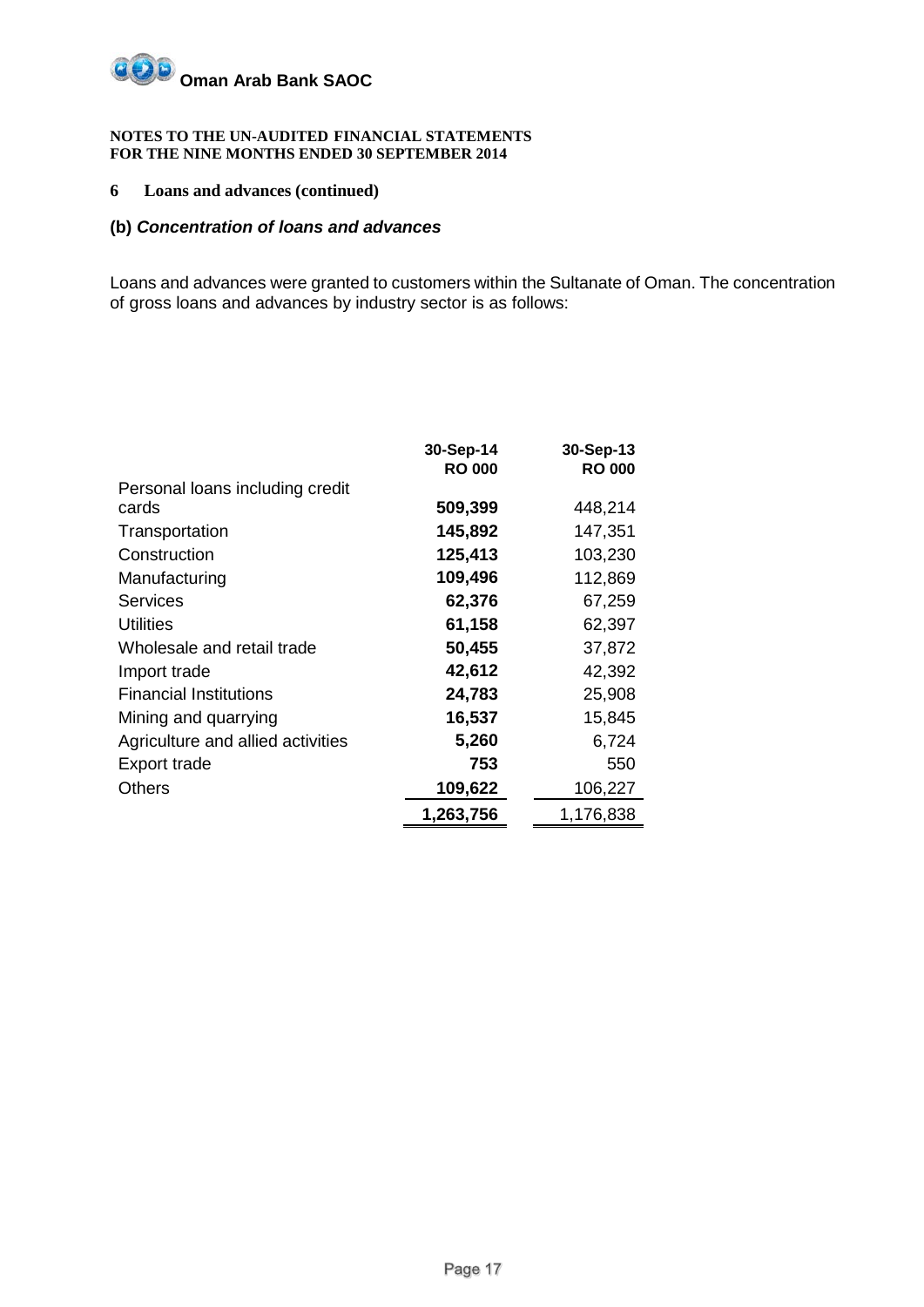**Oman Arab Bank SAOC**

**NOTES TO THE UN-AUDITED FINANCIAL STATEMENTS**
**FOR THE NINE MONTHS ENDED 30 SEPTEMBER 2014**

## 6 Loans and advances (continued)

### (b) *Concentration of loans and advances*

Loans and advances were granted to customers within the Sultanate of Oman. The concentration of gross loans and advances by industry sector is as follows:

| | 30-Sep-14 RO 000 | 30-Sep-13 RO 000 |
|---|---|---|
| Personal loans including credit cards | **509,399** | 448,214 |
| Transportation | **145,892** | 147,351 |
| Construction | **125,413** | 103,230 |
| Manufacturing | **109,496** | 112,869 |
| Services | **62,376** | 67,259 |
| Utilities | **61,158** | 62,397 |
| Wholesale and retail trade | **50,455** | 37,872 |
| Import trade | **42,612** | 42,392 |
| Financial Institutions | **24,783** | 25,908 |
| Mining and quarrying | **16,537** | 15,845 |
| Agriculture and allied activities | **5,260** | 6,724 |
| Export trade | **753** | 550 |
| Others | **109,622** | 106,227 |
| | **1,263,756** | 1,176,838 |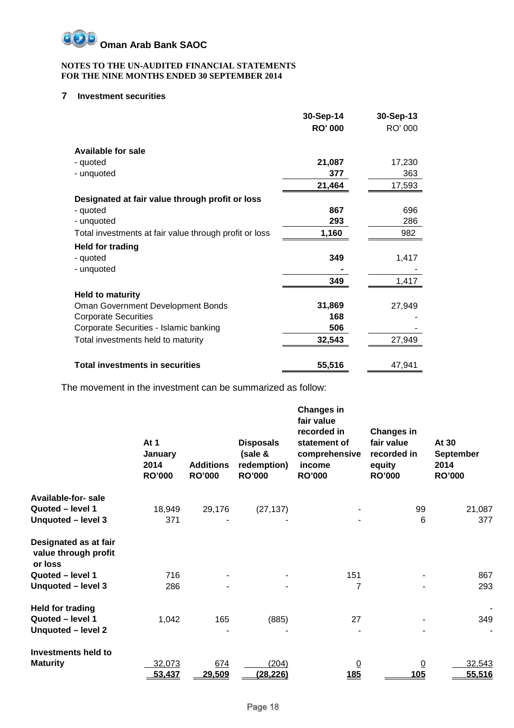**Oman Arab Bank SAOC**

**NOTES TO THE UN-AUDITED FINANCIAL STATEMENTS**
**FOR THE NINE MONTHS ENDED 30 SEPTEMBER 2014**

## 7 Investment securities

| | 30-Sep-14 | 30-Sep-13 |
|---|---|---|
| | **RO' 000** | RO' 000 |
| **Available for sale** | | |
| - quoted | **21,087** | 17,230 |
| - unquoted | **377** | 363 |
| | **21,464** | 17,593 |
| **Designated at fair value through profit or loss** | | |
| - quoted | **867** | 696 |
| - unquoted | **293** | 286 |
| Total investments at fair value through profit or loss | **1,160** | 982 |
| **Held for trading** | | |
| - quoted | **349** | 1,417 |
| - unquoted | **-** | - |
| | **349** | 1,417 |
| **Held to maturity** | | |
| Oman Government Development Bonds | **31,869** | 27,949 |
| Corporate Securities | **168** | - |
| Corporate Securities - Islamic banking | **506** | - |
| Total investments held to maturity | **32,543** | 27,949 |
| **Total investments in securities** | **55,516** | 47,941 |

The movement in the investment can be summarized as follow:

| | At 1 January 2014 RO'000 | Additions RO'000 | Disposals (sale & redemption) RO'000 | Changes in fair value recorded in statement of comprehensive income RO'000 | Changes in fair value recorded in equity RO'000 | At 30 September 2014 RO'000 |
|---|---|---|---|---|---|---|
| **Available-for- sale** | | | | | | |
| **Quoted – level 1** | 18,949 | 29,176 | (27,137) | - | 99 | 21,087 |
| **Unquoted – level 3** | 371 | - | - | - | 6 | 377 |
| **Designated as at fair value through profit or loss** | | | | | | |
| **Quoted – level 1** | 716 | - | - | 151 | - | 867 |
| **Unquoted – level 3** | 286 | - | - | 7 | - | 293 |
| **Held for trading** | | | | | | - |
| **Quoted – level 1** | 1,042 | 165 | (885) | 27 | - | 349 |
| **Unquoted – level 2** | | - | - | - | - | - |
| **Investments held to Maturity** | 32,073 | 674 | (204) | 0 | 0 | 32,543 |
| | **53,437** | **29,509** | **(28,226)** | **185** | **105** | **55,516** |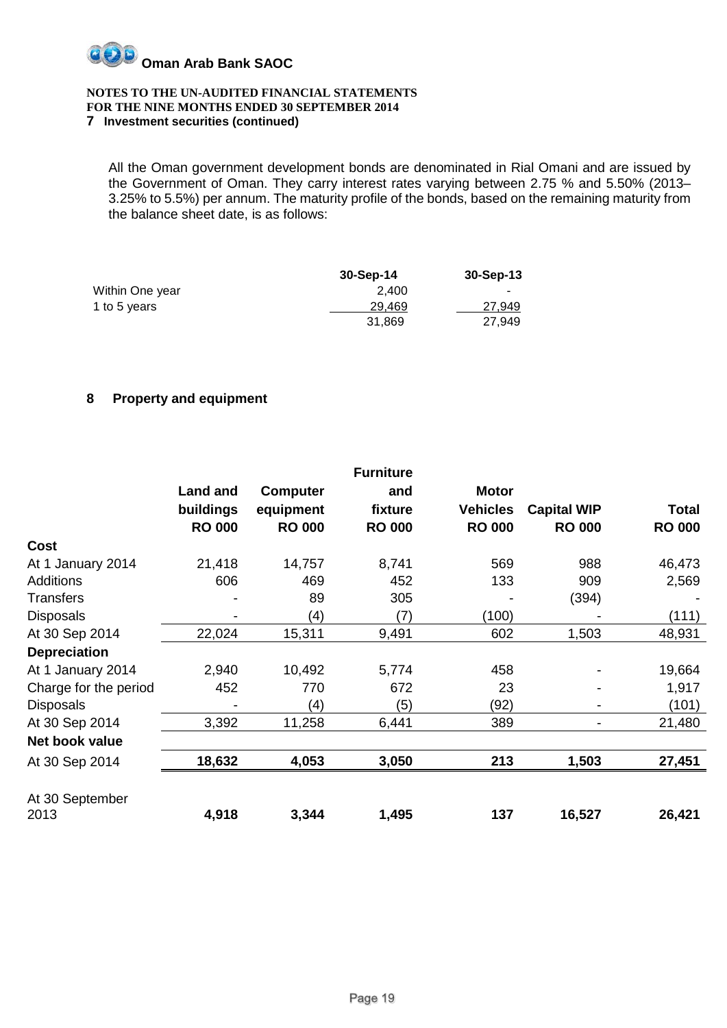# Oman Arab Bank SAOC

**NOTES TO THE UN-AUDITED FINANCIAL STATEMENTS**
**FOR THE NINE MONTHS ENDED 30 SEPTEMBER 2014**

**7 Investment securities (continued)**

All the Oman government development bonds are denominated in Rial Omani and are issued by the Government of Oman. They carry interest rates varying between 2.75 % and 5.50% (2013–3.25% to 5.5%) per annum. The maturity profile of the bonds, based on the remaining maturity from the balance sheet date, is as follows:

| | 30-Sep-14 | 30-Sep-13 |
|---|---|---|
| Within One year | 2,400 | - |
| 1 to 5 years | 29,469 | 27,949 |
| | 31,869 | 27,949 |

## 8 Property and equipment

| | Land and buildings RO 000 | Computer equipment RO 000 | Furniture and fixture RO 000 | Motor Vehicles RO 000 | Capital WIP RO 000 | Total RO 000 |
|---|---|---|---|---|---|---|
| **Cost** | | | | | | |
| At 1 January 2014 | 21,418 | 14,757 | 8,741 | 569 | 988 | 46,473 |
| Additions | 606 | 469 | 452 | 133 | 909 | 2,569 |
| Transfers | - | 89 | 305 | - | (394) | - |
| Disposals | - | (4) | (7) | (100) | - | (111) |
| At 30 Sep 2014 | 22,024 | 15,311 | 9,491 | 602 | 1,503 | 48,931 |
| **Depreciation** | | | | | | |
| At 1 January 2014 | 2,940 | 10,492 | 5,774 | 458 | - | 19,664 |
| Charge for the period | 452 | 770 | 672 | 23 | - | 1,917 |
| Disposals | - | (4) | (5) | (92) | - | (101) |
| At 30 Sep 2014 | 3,392 | 11,258 | 6,441 | 389 | - | 21,480 |
| **Net book value** | | | | | | |
| At 30 Sep 2014 | **18,632** | **4,053** | **3,050** | **213** | **1,503** | **27,451** |
| At 30 September 2013 | **4,918** | **3,344** | **1,495** | **137** | **16,527** | **26,421** |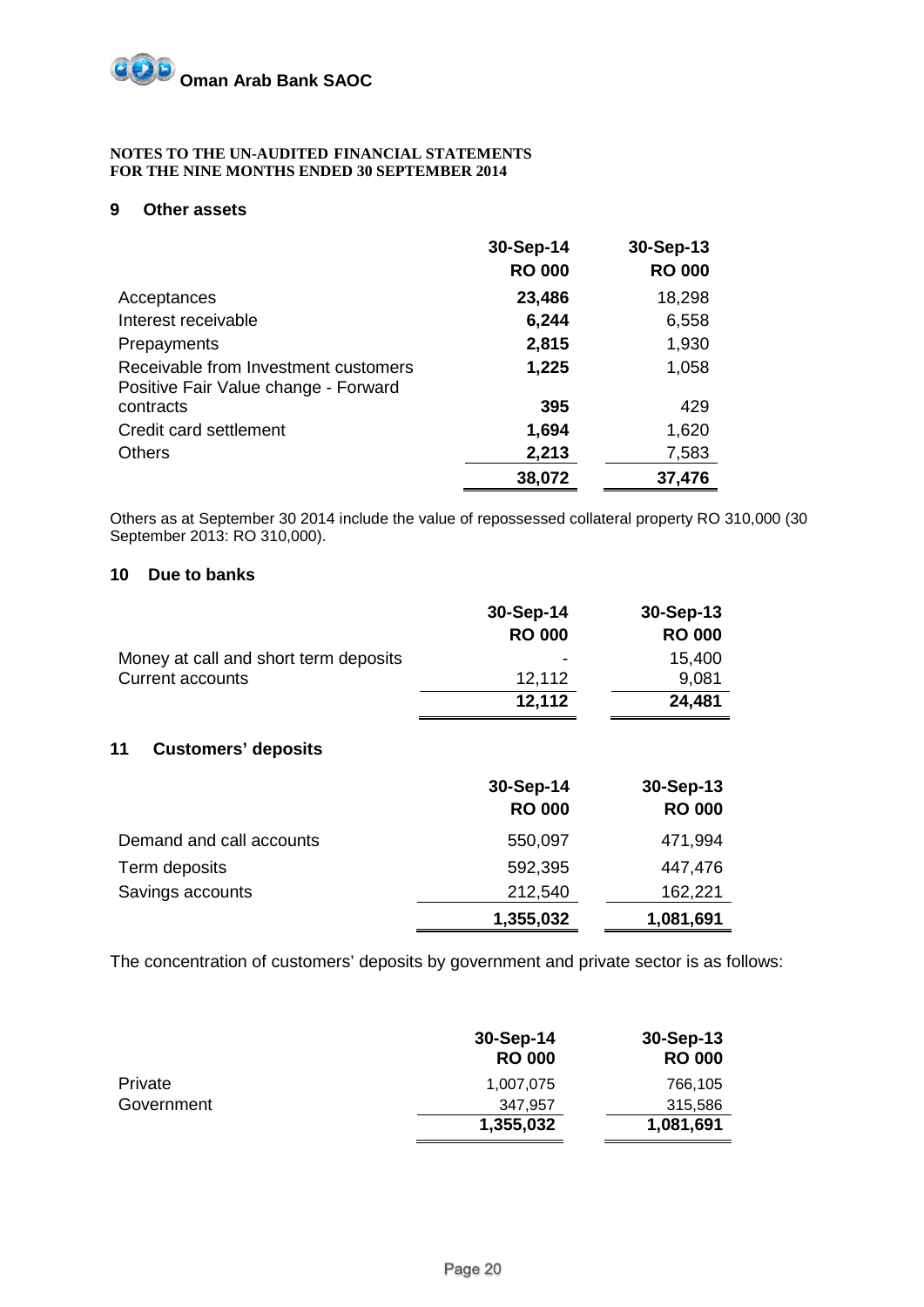Oman Arab Bank SAOC

**NOTES TO THE UN-AUDITED FINANCIAL STATEMENTS**
**FOR THE NINE MONTHS ENDED 30 SEPTEMBER 2014**

## 9 Other assets

| | 30-Sep-14 RO 000 | 30-Sep-13 RO 000 |
|---|---|---|
| Acceptances | **23,486** | 18,298 |
| Interest receivable | **6,244** | 6,558 |
| Prepayments | **2,815** | 1,930 |
| Receivable from Investment customers | **1,225** | 1,058 |
| Positive Fair Value change - Forward contracts | **395** | 429 |
| Credit card settlement | **1,694** | 1,620 |
| Others | **2,213** | 7,583 |
| | **38,072** | **37,476** |

Others as at September 30 2014 include the value of repossessed collateral property RO 310,000 (30 September 2013: RO 310,000).

## 10 Due to banks

| | 30-Sep-14 RO 000 | 30-Sep-13 RO 000 |
|---|---|---|
| Money at call and short term deposits | - | 15,400 |
| Current accounts | 12,112 | 9,081 |
| | **12,112** | **24,481** |

## 11 Customers' deposits

| | 30-Sep-14 RO 000 | 30-Sep-13 RO 000 |
|---|---|---|
| Demand and call accounts | 550,097 | 471,994 |
| Term deposits | 592,395 | 447,476 |
| Savings accounts | 212,540 | 162,221 |
| | **1,355,032** | **1,081,691** |

The concentration of customers' deposits by government and private sector is as follows:

| | 30-Sep-14 RO 000 | 30-Sep-13 RO 000 |
|---|---|---|
| Private | 1,007,075 | 766,105 |
| Government | 347,957 | 315,586 |
| | **1,355,032** | **1,081,691** |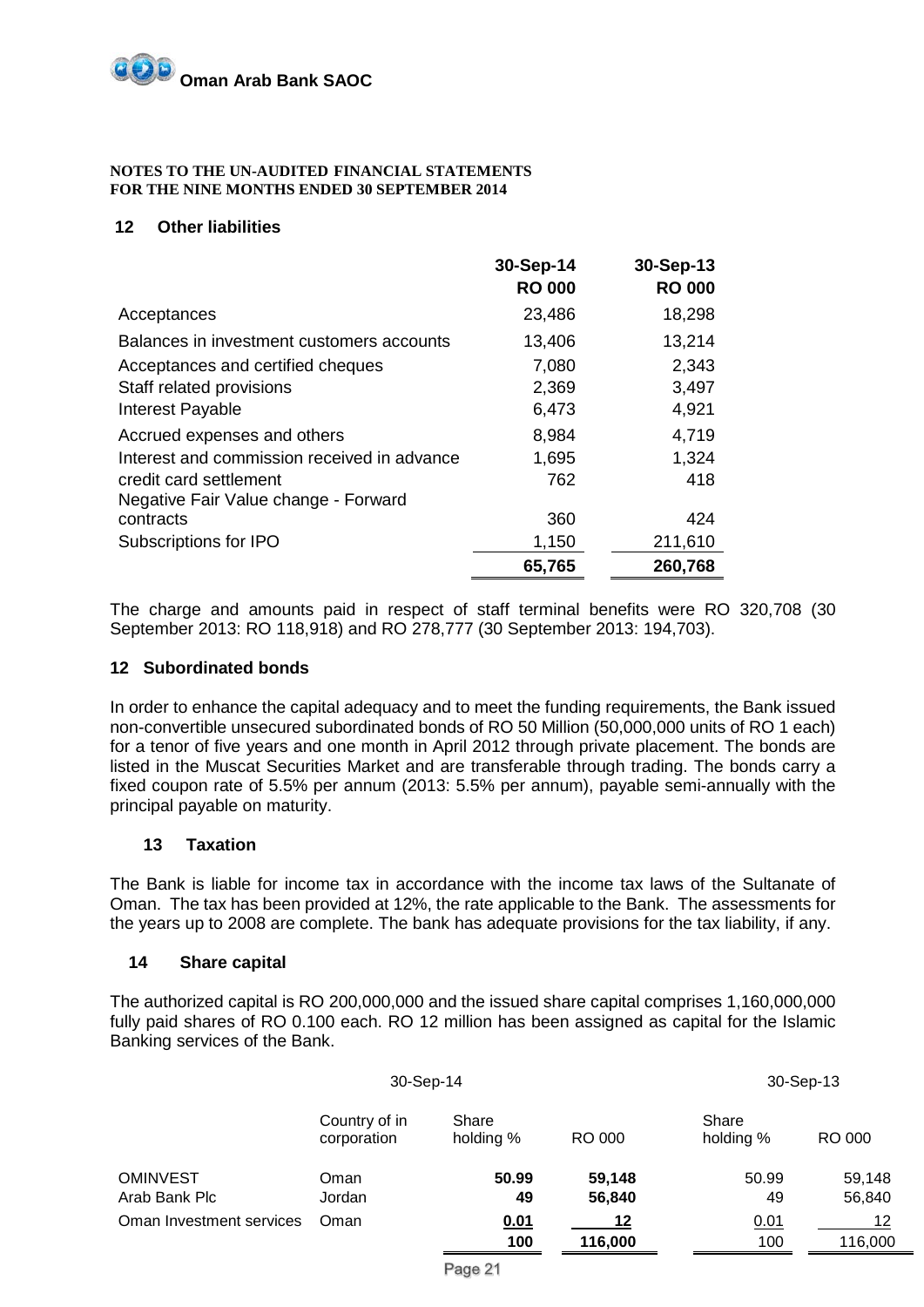**NOTES TO THE UN-AUDITED FINANCIAL STATEMENTS**
**FOR THE NINE MONTHS ENDED 30 SEPTEMBER 2014**

## 12 Other liabilities

| | 30-Sep-14 RO 000 | 30-Sep-13 RO 000 |
|---|---|---|
| Acceptances | 23,486 | 18,298 |
| Balances in investment customers accounts | 13,406 | 13,214 |
| Acceptances and certified cheques | 7,080 | 2,343 |
| Staff related provisions | 2,369 | 3,497 |
| Interest Payable | 6,473 | 4,921 |
| Accrued expenses and others | 8,984 | 4,719 |
| Interest and commission received in advance | 1,695 | 1,324 |
| credit card settlement | 762 | 418 |
| Negative Fair Value change - Forward contracts | 360 | 424 |
| Subscriptions for IPO | 1,150 | 211,610 |
| | **65,765** | **260,768** |

The charge and amounts paid in respect of staff terminal benefits were RO 320,708 (30 September 2013: RO 118,918) and RO 278,777 (30 September 2013: 194,703).

## 12 Subordinated bonds

In order to enhance the capital adequacy and to meet the funding requirements, the Bank issued non-convertible unsecured subordinated bonds of RO 50 Million (50,000,000 units of RO 1 each) for a tenor of five years and one month in April 2012 through private placement. The bonds are listed in the Muscat Securities Market and are transferable through trading. The bonds carry a fixed coupon rate of 5.5% per annum (2013: 5.5% per annum), payable semi-annually with the principal payable on maturity.

## 13 Taxation

The Bank is liable for income tax in accordance with the income tax laws of the Sultanate of Oman. The tax has been provided at 12%, the rate applicable to the Bank. The assessments for the years up to 2008 are complete. The bank has adequate provisions for the tax liability, if any.

## 14 Share capital

The authorized capital is RO 200,000,000 and the issued share capital comprises 1,160,000,000 fully paid shares of RO 0.100 each. RO 12 million has been assigned as capital for the Islamic Banking services of the Bank.

| | 30-Sep-14 | | | 30-Sep-13 | |
|---|---|---|---|---|---|
| | Country of in corporation | Share holding % | RO 000 | Share holding % | RO 000 |
| OMINVEST | Oman | **50.99** | **59,148** | 50.99 | 59,148 |
| Arab Bank Plc | Jordan | **49** | **56,840** | 49 | 56,840 |
| Oman Investment services | Oman | **0.01** | **12** | 0.01 | 12 |
| | | **100** | **116,000** | 100 | 116,000 |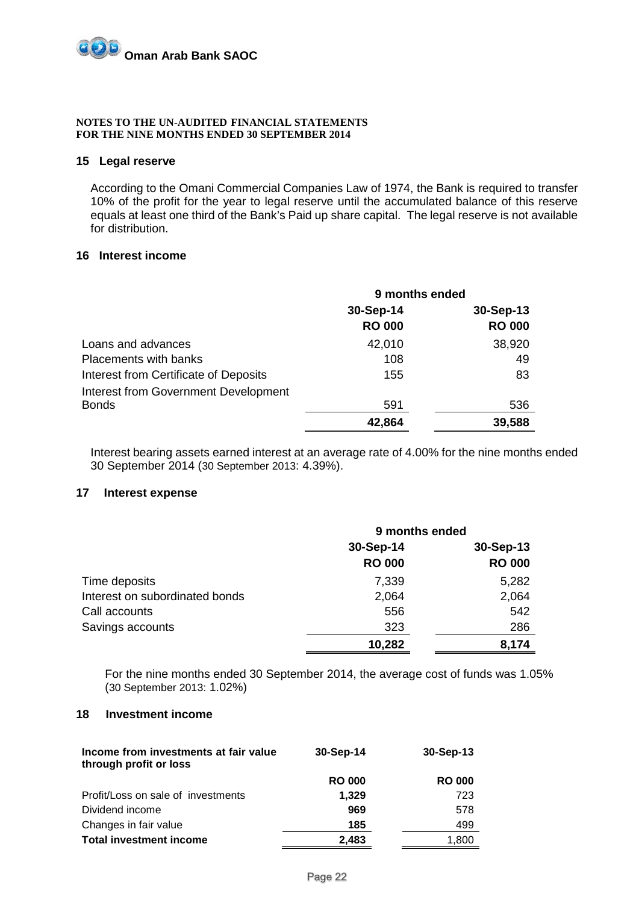**NOTES TO THE UN-AUDITED FINANCIAL STATEMENTS**
**FOR THE NINE MONTHS ENDED 30 SEPTEMBER 2014**

## 15 Legal reserve

According to the Omani Commercial Companies Law of 1974, the Bank is required to transfer 10% of the profit for the year to legal reserve until the accumulated balance of this reserve equals at least one third of the Bank's Paid up share capital. The legal reserve is not available for distribution.

## 16 Interest income

| | 9 months ended | |
|---|---|---|
| | 30-Sep-14 | 30-Sep-13 |
| | RO 000 | RO 000 |
| Loans and advances | 42,010 | 38,920 |
| Placements with banks | 108 | 49 |
| Interest from Certificate of Deposits | 155 | 83 |
| Interest from Government Development Bonds | 591 | 536 |
| | **42,864** | **39,588** |

Interest bearing assets earned interest at an average rate of 4.00% for the nine months ended 30 September 2014 (30 September 2013: 4.39%).

## 17 Interest expense

| | 9 months ended | |
|---|---|---|
| | 30-Sep-14 | 30-Sep-13 |
| | RO 000 | RO 000 |
| Time deposits | 7,339 | 5,282 |
| Interest on subordinated bonds | 2,064 | 2,064 |
| Call accounts | 556 | 542 |
| Savings accounts | 323 | 286 |
| | **10,282** | **8,174** |

For the nine months ended 30 September 2014, the average cost of funds was 1.05% (30 September 2013: 1.02%)

## 18 Investment income

| Income from investments at fair value through profit or loss | 30-Sep-14 | 30-Sep-13 |
|---|---|---|
| | RO 000 | RO 000 |
| Profit/Loss on sale of investments | **1,329** | 723 |
| Dividend income | **969** | 578 |
| Changes in fair value | **185** | 499 |
| **Total investment income** | **2,483** | 1,800 |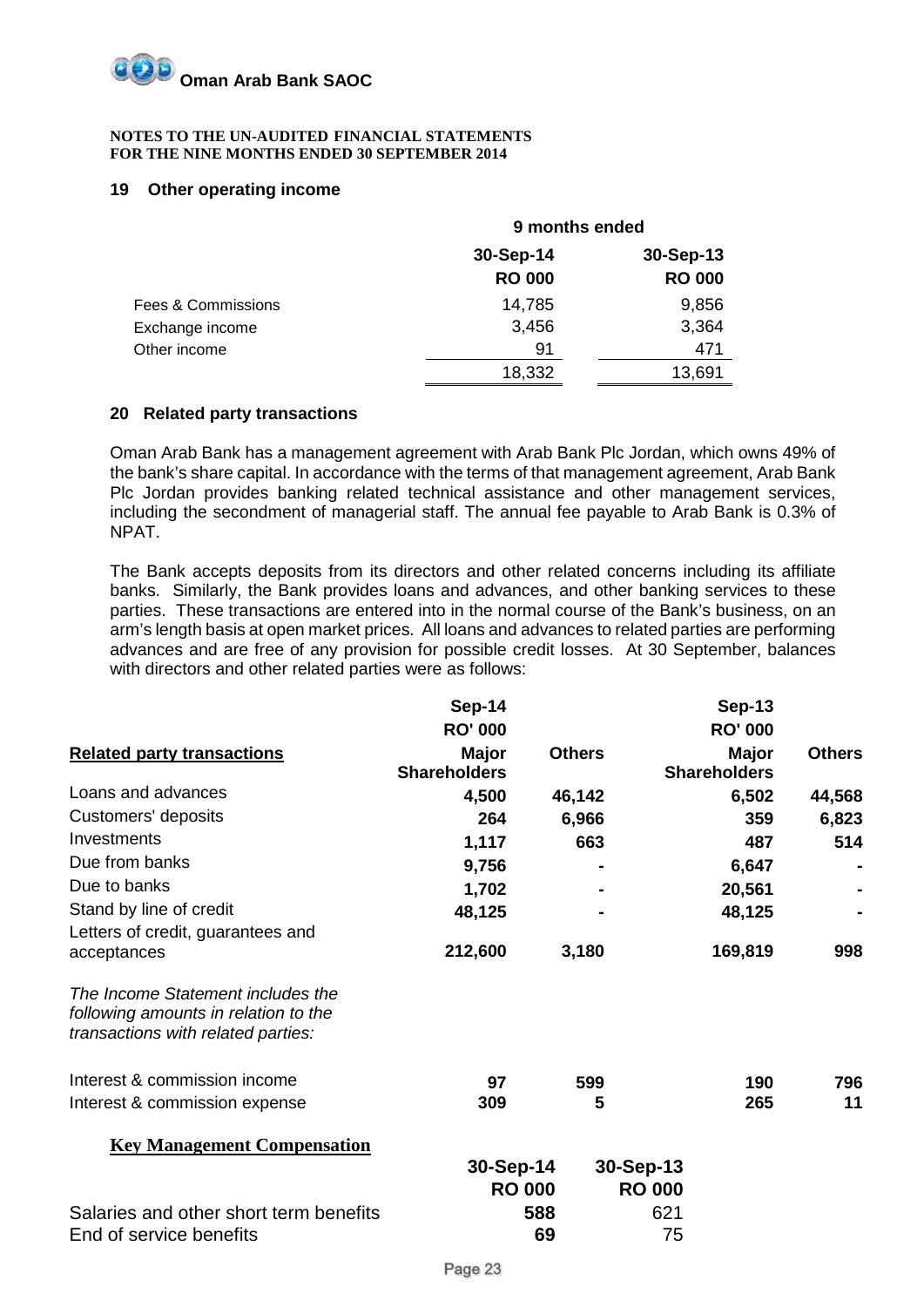**Oman Arab Bank SAOC**

**NOTES TO THE UN-AUDITED FINANCIAL STATEMENTS**
**FOR THE NINE MONTHS ENDED 30 SEPTEMBER 2014**

## 19 Other operating income

| | 9 months ended | |
|---|---|---|
| | **30-Sep-14** | **30-Sep-13** |
| | **RO 000** | **RO 000** |
| Fees & Commissions | 14,785 | 9,856 |
| Exchange income | 3,456 | 3,364 |
| Other income | 91 | 471 |
| | 18,332 | 13,691 |

## 20 Related party transactions

Oman Arab Bank has a management agreement with Arab Bank Plc Jordan, which owns 49% of the bank's share capital. In accordance with the terms of that management agreement, Arab Bank Plc Jordan provides banking related technical assistance and other management services, including the secondment of managerial staff. The annual fee payable to Arab Bank is 0.3% of NPAT.

The Bank accepts deposits from its directors and other related concerns including its affiliate banks. Similarly, the Bank provides loans and advances, and other banking services to these parties. These transactions are entered into in the normal course of the Bank's business, on an arm's length basis at open market prices. All loans and advances to related parties are performing advances and are free of any provision for possible credit losses. At 30 September, balances with directors and other related parties were as follows:

| | **Sep-14** | | **Sep-13** | |
|---|---|---|---|---|
| | **RO' 000** | | **RO' 000** | |
| **Related party transactions** | **Major Shareholders** | **Others** | **Major Shareholders** | **Others** |
| Loans and advances | **4,500** | **46,142** | **6,502** | **44,568** |
| Customers' deposits | **264** | **6,966** | **359** | **6,823** |
| Investments | **1,117** | **663** | **487** | **514** |
| Due from banks | **9,756** | **-** | **6,647** | **-** |
| Due to banks | **1,702** | **-** | **20,561** | **-** |
| Stand by line of credit | **48,125** | **-** | **48,125** | **-** |
| Letters of credit, guarantees and acceptances | **212,600** | **3,180** | **169,819** | **998** |
| *The Income Statement includes the following amounts in relation to the transactions with related parties:* | | | | |
| Interest & commission income | **97** | **599** | **190** | **796** |
| Interest & commission expense | **309** | **5** | **265** | **11** |

**Key Management Compensation**

| | **30-Sep-14** | **30-Sep-13** |
|---|---|---|
| | **RO 000** | **RO 000** |
| Salaries and other short term benefits | **588** | 621 |
| End of service benefits | **69** | 75 |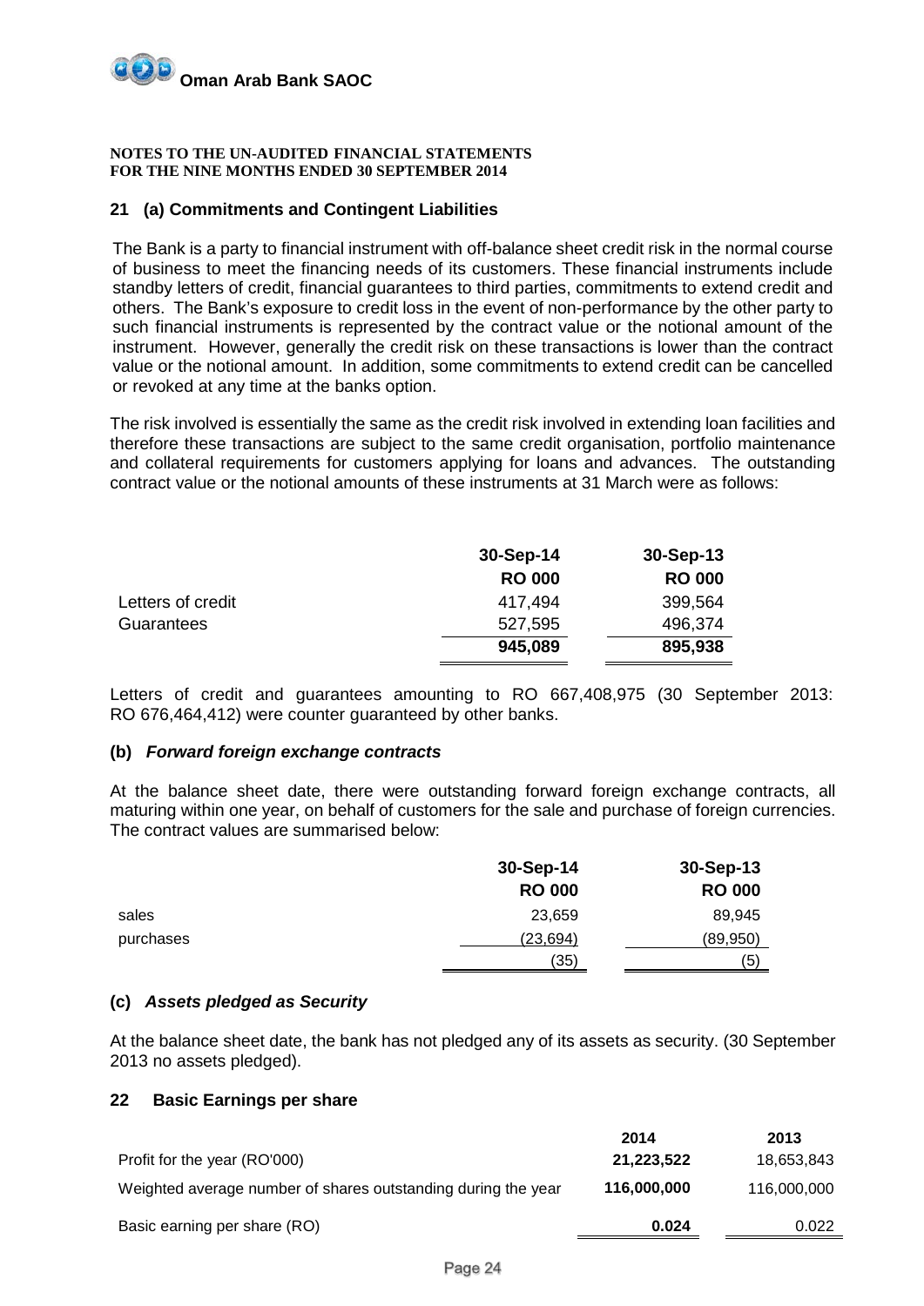**Oman Arab Bank SAOC**

**NOTES TO THE UN-AUDITED FINANCIAL STATEMENTS**
**FOR THE NINE MONTHS ENDED 30 SEPTEMBER 2014**

## 21 (a) Commitments and Contingent Liabilities

The Bank is a party to financial instrument with off-balance sheet credit risk in the normal course of business to meet the financing needs of its customers. These financial instruments include standby letters of credit, financial guarantees to third parties, commitments to extend credit and others. The Bank's exposure to credit loss in the event of non-performance by the other party to such financial instruments is represented by the contract value or the notional amount of the instrument. However, generally the credit risk on these transactions is lower than the contract value or the notional amount. In addition, some commitments to extend credit can be cancelled or revoked at any time at the banks option.

The risk involved is essentially the same as the credit risk involved in extending loan facilities and therefore these transactions are subject to the same credit organisation, portfolio maintenance and collateral requirements for customers applying for loans and advances. The outstanding contract value or the notional amounts of these instruments at 31 March were as follows:

| | 30-Sep-14 | 30-Sep-13 |
|---|---|---|
| | RO 000 | RO 000 |
| Letters of credit | 417,494 | 399,564 |
| Guarantees | 527,595 | 496,374 |
| | **945,089** | **895,938** |

Letters of credit and guarantees amounting to RO 667,408,975 (30 September 2013: RO 676,464,412) were counter guaranteed by other banks.

### (b) *Forward foreign exchange contracts*

At the balance sheet date, there were outstanding forward foreign exchange contracts, all maturing within one year, on behalf of customers for the sale and purchase of foreign currencies. The contract values are summarised below:

| | 30-Sep-14 | 30-Sep-13 |
|---|---|---|
| | RO 000 | RO 000 |
| sales | 23,659 | 89,945 |
| purchases | (23,694) | (89,950) |
| | (35) | (5) |

### (c) *Assets pledged as Security*

At the balance sheet date, the bank has not pledged any of its assets as security. (30 September 2013 no assets pledged).

## 22 Basic Earnings per share

| | 2014 | 2013 |
|---|---|---|
| Profit for the year (RO'000) | **21,223,522** | 18,653,843 |
| Weighted average number of shares outstanding during the year | **116,000,000** | 116,000,000 |
| Basic earning per share (RO) | **0.024** | 0.022 |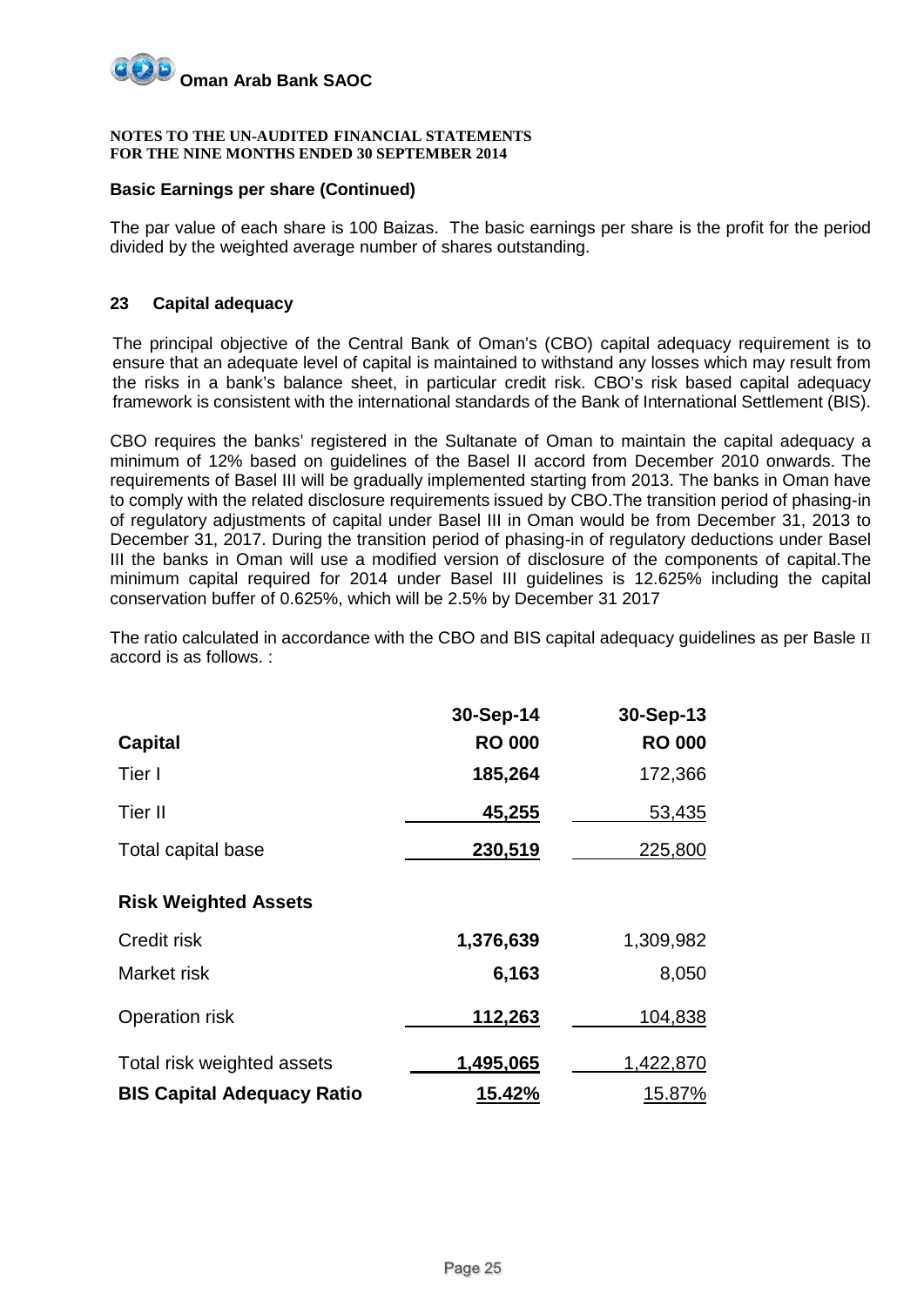**NOTES TO THE UN-AUDITED FINANCIAL STATEMENTS**
**FOR THE NINE MONTHS ENDED 30 SEPTEMBER 2014**

**Basic Earnings per share (Continued)**

The par value of each share is 100 Baizas. The basic earnings per share is the profit for the period divided by the weighted average number of shares outstanding.

## 23 Capital adequacy

The principal objective of the Central Bank of Oman's (CBO) capital adequacy requirement is to ensure that an adequate level of capital is maintained to withstand any losses which may result from the risks in a bank's balance sheet, in particular credit risk. CBO's risk based capital adequacy framework is consistent with the international standards of the Bank of International Settlement (BIS).

CBO requires the banks' registered in the Sultanate of Oman to maintain the capital adequacy a minimum of 12% based on guidelines of the Basel II accord from December 2010 onwards. The requirements of Basel III will be gradually implemented starting from 2013. The banks in Oman have to comply with the related disclosure requirements issued by CBO.The transition period of phasing-in of regulatory adjustments of capital under Basel III in Oman would be from December 31, 2013 to December 31, 2017. During the transition period of phasing-in of regulatory deductions under Basel III the banks in Oman will use a modified version of disclosure of the components of capital.The minimum capital required for 2014 under Basel III guidelines is 12.625% including the capital conservation buffer of 0.625%, which will be 2.5% by December 31 2017

The ratio calculated in accordance with the CBO and BIS capital adequacy guidelines as per Basle II accord is as follows. :

| | 30-Sep-14 | 30-Sep-13 |
|---|---|---|
| **Capital** | **RO 000** | **RO 000** |
| Tier I | **185,264** | 172,366 |
| Tier II | **45,255** | 53,435 |
| Total capital base | **230,519** | 225,800 |
| **Risk Weighted Assets** | | |
| Credit risk | **1,376,639** | 1,309,982 |
| Market risk | **6,163** | 8,050 |
| Operation risk | **112,263** | 104,838 |
| Total risk weighted assets | **1,495,065** | 1,422,870 |
| **BIS Capital Adequacy Ratio** | **15.42%** | 15.87% |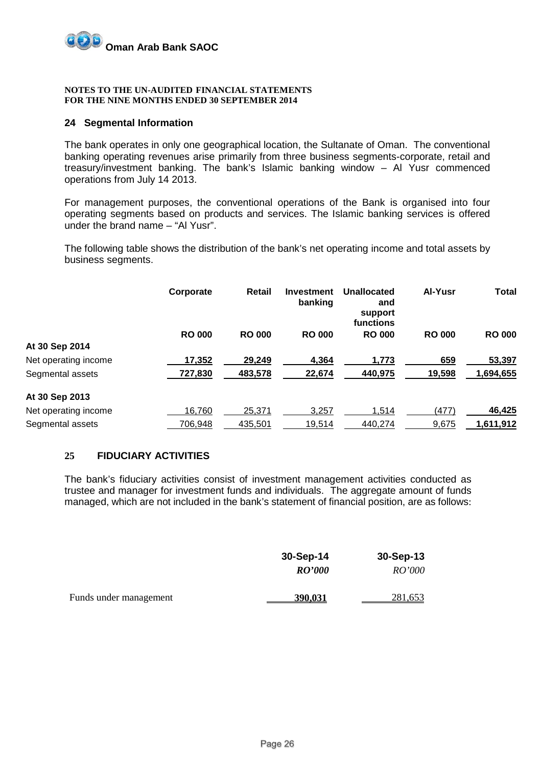**Oman Arab Bank SAOC**

**NOTES TO THE UN-AUDITED FINANCIAL STATEMENTS**
**FOR THE NINE MONTHS ENDED 30 SEPTEMBER 2014**

## 24 Segmental Information

The bank operates in only one geographical location, the Sultanate of Oman. The conventional banking operating revenues arise primarily from three business segments-corporate, retail and treasury/investment banking. The bank's Islamic banking window – Al Yusr commenced operations from July 14 2013.

For management purposes, the conventional operations of the Bank is organised into four operating segments based on products and services. The Islamic banking services is offered under the brand name – "Al Yusr".

The following table shows the distribution of the bank's net operating income and total assets by business segments.

| | Corporate | Retail | Investment banking | Unallocated and support functions | Al-Yusr | Total |
|---|---|---|---|---|---|---|
| | RO 000 | RO 000 | RO 000 | RO 000 | RO 000 | RO 000 |
| **At 30 Sep 2014** | | | | | | |
| Net operating income | **17,352** | **29,249** | **4,364** | **1,773** | **659** | **53,397** |
| Segmental assets | **727,830** | **483,578** | **22,674** | **440,975** | **19,598** | **1,694,655** |
| **At 30 Sep 2013** | | | | | | |
| Net operating income | 16,760 | 25,371 | 3,257 | 1,514 | (477) | **46,425** |
| Segmental assets | 706,948 | 435,501 | 19,514 | 440,274 | 9,675 | **1,611,912** |

## 25 FIDUCIARY ACTIVITIES

The bank's fiduciary activities consist of investment management activities conducted as trustee and manager for investment funds and individuals. The aggregate amount of funds managed, which are not included in the bank's statement of financial position, are as follows:

| | 30-Sep-14 | 30-Sep-13 |
|---|---|---|
| | ***RO'000*** | *RO'000* |
| Funds under management | **390,031** | 281,653 |